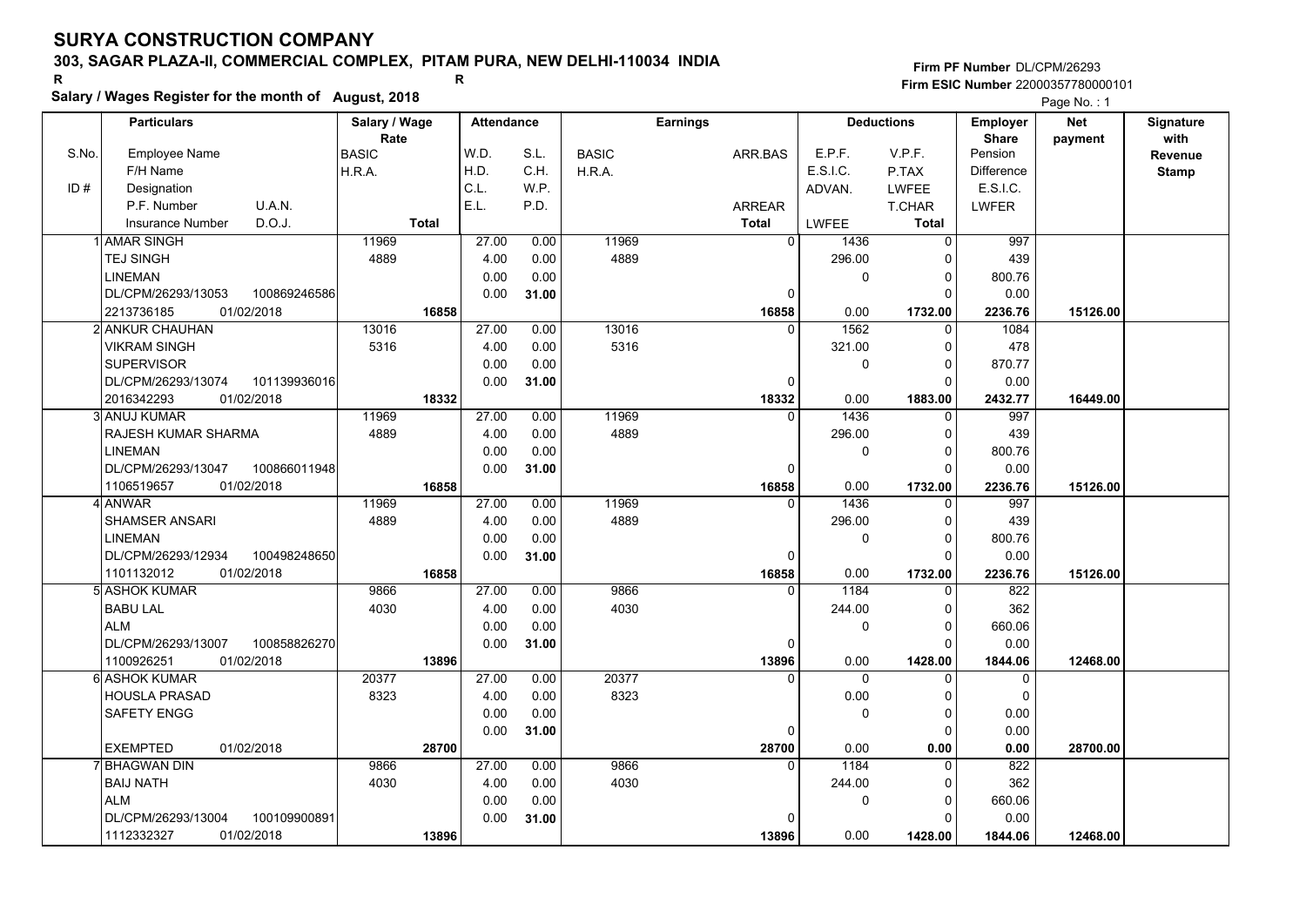# SURYA CONSTRUCTION COMPANY

**303, SAGAR PLAZA-II, COMMERCIAL COMPLEX, PITAM PURA, NEW DELHI-110034 INDIA**

R R

**Salary / Wages Register for the month of August, 2018**

**Firm PF Number** DL/CPM/26293
**Firm ESIC Number** 22000357780000101

Page No. : 1

| S.No. / ID # | Particulars: Employee Name / F/H Name / Designation / P.F. Number, U.A.N. / Insurance Number, D.O.J. | Salary / Wage Rate: BASIC / H.R.A. / Total | Attendance: W.D. / H.D. / C.L. / E.L. | Attendance: S.L. / C.H. / W.P. / P.D. | Earnings: BASIC / H.R.A. | Earnings: ARR.BAS / ARREAR / Total | Deductions: E.P.F. / E.S.I.C. / ADVAN. / LWFEE | Deductions: V.P.F. / P.TAX / LWFEE / T.CHAR / Total | Employer Share: Pension / Difference / E.S.I.C. / LWFER | Net payment | Signature with Revenue Stamp |
|---|---|---|---|---|---|---|---|---|---|---|---|
| 1 | AMAR SINGH<br>TEJ SINGH<br>LINEMAN<br>DL/CPM/26293/13053 100869246586<br>2213736185 01/02/2018 | 11969<br>4889<br>**16858** | 27.00<br>4.00<br>0.00<br>0.00 | 0.00<br>0.00<br>0.00<br>**31.00** | 11969<br>4889 | 0<br>0<br>**16858** | 1436<br>296.00<br>0<br>0.00 | 0<br>0<br>0<br>0<br>**1732.00** | 997<br>439<br>800.76<br>0.00<br>**2236.76** | **15126.00** | |
| 2 | ANKUR CHAUHAN<br>VIKRAM SINGH<br>SUPERVISOR<br>DL/CPM/26293/13074 101139936016<br>2016342293 01/02/2018 | 13016<br>5316<br>**18332** | 27.00<br>4.00<br>0.00<br>0.00 | 0.00<br>0.00<br>0.00<br>**31.00** | 13016<br>5316 | 0<br>0<br>**18332** | 1562<br>321.00<br>0<br>0.00 | 0<br>0<br>0<br>0<br>**1883.00** | 1084<br>478<br>870.77<br>0.00<br>**2432.77** | **16449.00** | |
| 3 | ANUJ KUMAR<br>RAJESH KUMAR SHARMA<br>LINEMAN<br>DL/CPM/26293/13047 100866011948<br>1106519657 01/02/2018 | 11969<br>4889<br>**16858** | 27.00<br>4.00<br>0.00<br>0.00 | 0.00<br>0.00<br>0.00<br>**31.00** | 11969<br>4889 | 0<br>0<br>**16858** | 1436<br>296.00<br>0<br>0.00 | 0<br>0<br>0<br>0<br>**1732.00** | 997<br>439<br>800.76<br>0.00<br>**2236.76** | **15126.00** | |
| 4 | ANWAR<br>SHAMSER ANSARI<br>LINEMAN<br>DL/CPM/26293/12934 100498248650<br>1101132012 01/02/2018 | 11969<br>4889<br>**16858** | 27.00<br>4.00<br>0.00<br>0.00 | 0.00<br>0.00<br>0.00<br>**31.00** | 11969<br>4889 | 0<br>0<br>**16858** | 1436<br>296.00<br>0<br>0.00 | 0<br>0<br>0<br>0<br>**1732.00** | 997<br>439<br>800.76<br>0.00<br>**2236.76** | **15126.00** | |
| 5 | ASHOK KUMAR<br>BABU LAL<br>ALM<br>DL/CPM/26293/13007 100858826270<br>1100926251 01/02/2018 | 9866<br>4030<br>**13896** | 27.00<br>4.00<br>0.00<br>0.00 | 0.00<br>0.00<br>0.00<br>**31.00** | 9866<br>4030 | 0<br>0<br>**13896** | 1184<br>244.00<br>0<br>0.00 | 0<br>0<br>0<br>0<br>**1428.00** | 822<br>362<br>660.06<br>0.00<br>**1844.06** | **12468.00** | |
| 6 | ASHOK KUMAR<br>HOUSLA PRASAD<br>SAFETY ENGG<br><br>EXEMPTED 01/02/2018 | 20377<br>8323<br>**28700** | 27.00<br>4.00<br>0.00<br>0.00 | 0.00<br>0.00<br>0.00<br>**31.00** | 20377<br>8323 | 0<br>0<br>**28700** | 0<br>0.00<br>0<br>0.00 | 0<br>0<br>0<br>0<br>**0.00** | 0<br>0<br>0.00<br>0.00<br>**0.00** | **28700.00** | |
| 7 | BHAGWAN DIN<br>BAIJ NATH<br>ALM<br>DL/CPM/26293/13004 100109900891<br>1112332327 01/02/2018 | 9866<br>4030<br>**13896** | 27.00<br>4.00<br>0.00<br>0.00 | 0.00<br>0.00<br>0.00<br>**31.00** | 9866<br>4030 | 0<br>0<br>**13896** | 1184<br>244.00<br>0<br>0.00 | 0<br>0<br>0<br>0<br>**1428.00** | 822<br>362<br>660.06<br>0.00<br>**1844.06** | **12468.00** | |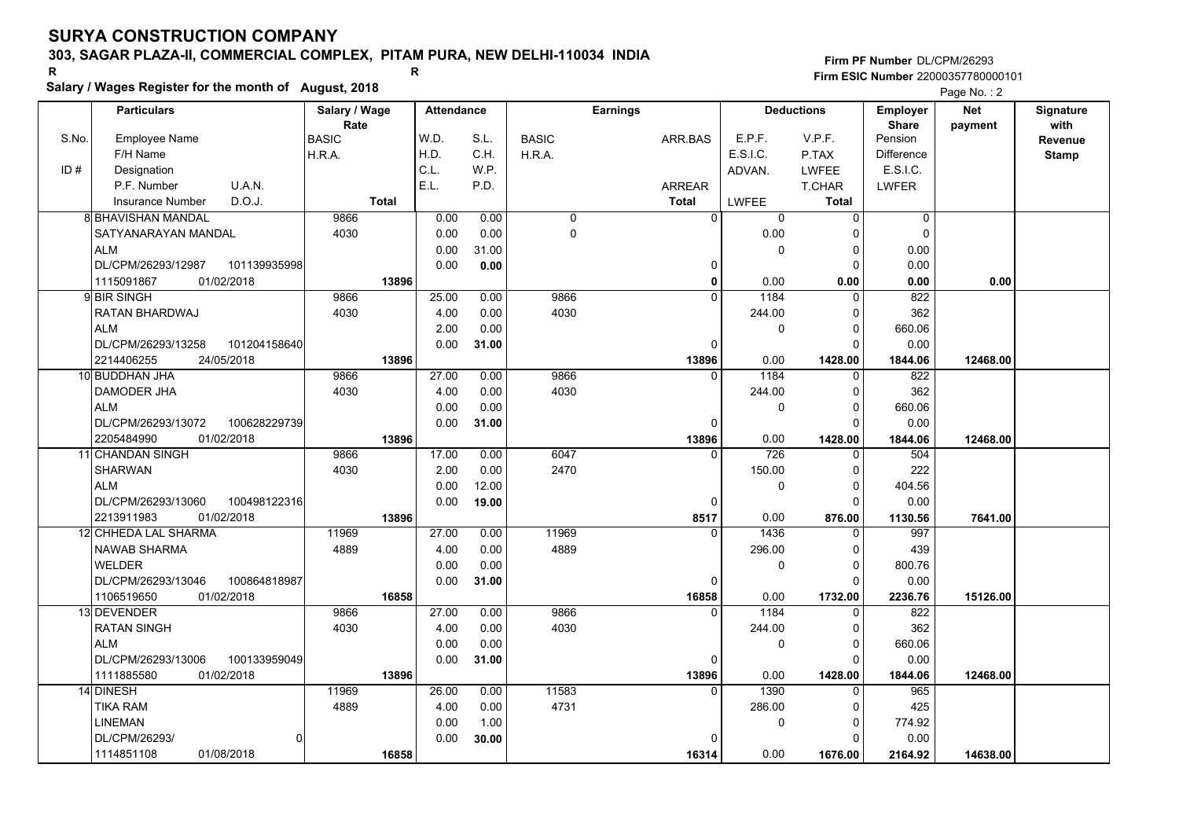# SURYA CONSTRUCTION COMPANY

**303, SAGAR PLAZA-II, COMMERCIAL COMPLEX, PITAM PURA, NEW DELHI-110034 INDIA**

R R

**Salary / Wages Register for the month of August, 2018**

Firm PF Number DL/CPM/26293
Firm ESIC Number 22000357780000101

Page No. : 2

| S.No. / ID # | Employee Name / F/H Name / Designation / P.F. Number / U.A.N. / Insurance Number / D.O.J. | Salary / Wage Rate: BASIC / H.R.A. / Total | W.D. / H.D. / C.L. / E.L. | S.L. / C.H. / W.P. / P.D. | BASIC / H.R.A. | ARR.BAS / ARREAR / Total | E.P.F. / E.S.I.C. / ADVAN. / LWFEE | V.P.F. / P.TAX / LWFEE / T.CHAR / Total | Employer Share: Pension / Difference / E.S.I.C. / LWFER | Net payment | Signature with Revenue Stamp |
|---|---|---|---|---|---|---|---|---|---|---|---|
| 8 | BHAVISHAN MANDAL<br>SATYANARAYAN MANDAL<br>ALM<br>DL/CPM/26293/12987 101139935998<br>1115091867 01/02/2018 | 9866<br>4030<br>13896 | 0.00<br>0.00<br>0.00<br>0.00 | 0.00<br>0.00<br>31.00<br>0.00 | 0<br>0 | 0<br>0<br>0 | 0<br>0.00<br>0<br>0.00 | 0<br>0<br>0<br>0<br>0.00 | 0<br>0<br>0.00<br>0.00<br>0.00 | 0.00 | |
| 9 | BIR SINGH<br>RATAN BHARDWAJ<br>ALM<br>DL/CPM/26293/13258 101204158640<br>2214406255 24/05/2018 | 9866<br>4030<br>13896 | 25.00<br>4.00<br>2.00<br>0.00 | 0.00<br>0.00<br>0.00<br>31.00 | 9866<br>4030 | 0<br>0<br>13896 | 1184<br>244.00<br>0<br>0.00 | 0<br>0<br>0<br>0<br>1428.00 | 822<br>362<br>660.06<br>0.00<br>1844.06 | 12468.00 | |
| 10 | BUDDHAN JHA<br>DAMODER JHA<br>ALM<br>DL/CPM/26293/13072 100628229739<br>2205484990 01/02/2018 | 9866<br>4030<br>13896 | 27.00<br>4.00<br>0.00<br>0.00 | 0.00<br>0.00<br>0.00<br>31.00 | 9866<br>4030 | 0<br>0<br>13896 | 1184<br>244.00<br>0<br>0.00 | 0<br>0<br>0<br>0<br>1428.00 | 822<br>362<br>660.06<br>0.00<br>1844.06 | 12468.00 | |
| 11 | CHANDAN SINGH<br>SHARWAN<br>ALM<br>DL/CPM/26293/13060 100498122316<br>2213911983 01/02/2018 | 9866<br>4030<br>13896 | 17.00<br>2.00<br>0.00<br>0.00 | 0.00<br>0.00<br>12.00<br>19.00 | 6047<br>2470 | 0<br>0<br>8517 | 726<br>150.00<br>0<br>0.00 | 0<br>0<br>0<br>0<br>876.00 | 504<br>222<br>404.56<br>0.00<br>1130.56 | 7641.00 | |
| 12 | CHHEDA LAL SHARMA<br>NAWAB SHARMA<br>WELDER<br>DL/CPM/26293/13046 100864818987<br>1106519650 01/02/2018 | 11969<br>4889<br>16858 | 27.00<br>4.00<br>0.00<br>0.00 | 0.00<br>0.00<br>0.00<br>31.00 | 11969<br>4889 | 0<br>0<br>16858 | 1436<br>296.00<br>0<br>0.00 | 0<br>0<br>0<br>0<br>1732.00 | 997<br>439<br>800.76<br>0.00<br>2236.76 | 15126.00 | |
| 13 | DEVENDER<br>RATAN SINGH<br>ALM<br>DL/CPM/26293/13006 100133959049<br>1111885580 01/02/2018 | 9866<br>4030<br>13896 | 27.00<br>4.00<br>0.00<br>0.00 | 0.00<br>0.00<br>0.00<br>31.00 | 9866<br>4030 | 0<br>0<br>13896 | 1184<br>244.00<br>0<br>0.00 | 0<br>0<br>0<br>0<br>1428.00 | 822<br>362<br>660.06<br>0.00<br>1844.06 | 12468.00 | |
| 14 | DINESH<br>TIKA RAM<br>LINEMAN<br>DL/CPM/26293/ 0<br>1114851108 01/08/2018 | 11969<br>4889<br>16858 | 26.00<br>4.00<br>0.00<br>0.00 | 0.00<br>0.00<br>1.00<br>30.00 | 11583<br>4731 | 0<br>0<br>16314 | 1390<br>286.00<br>0<br>0.00 | 0<br>0<br>0<br>0<br>1676.00 | 965<br>425<br>774.92<br>0.00<br>2164.92 | 14638.00 | |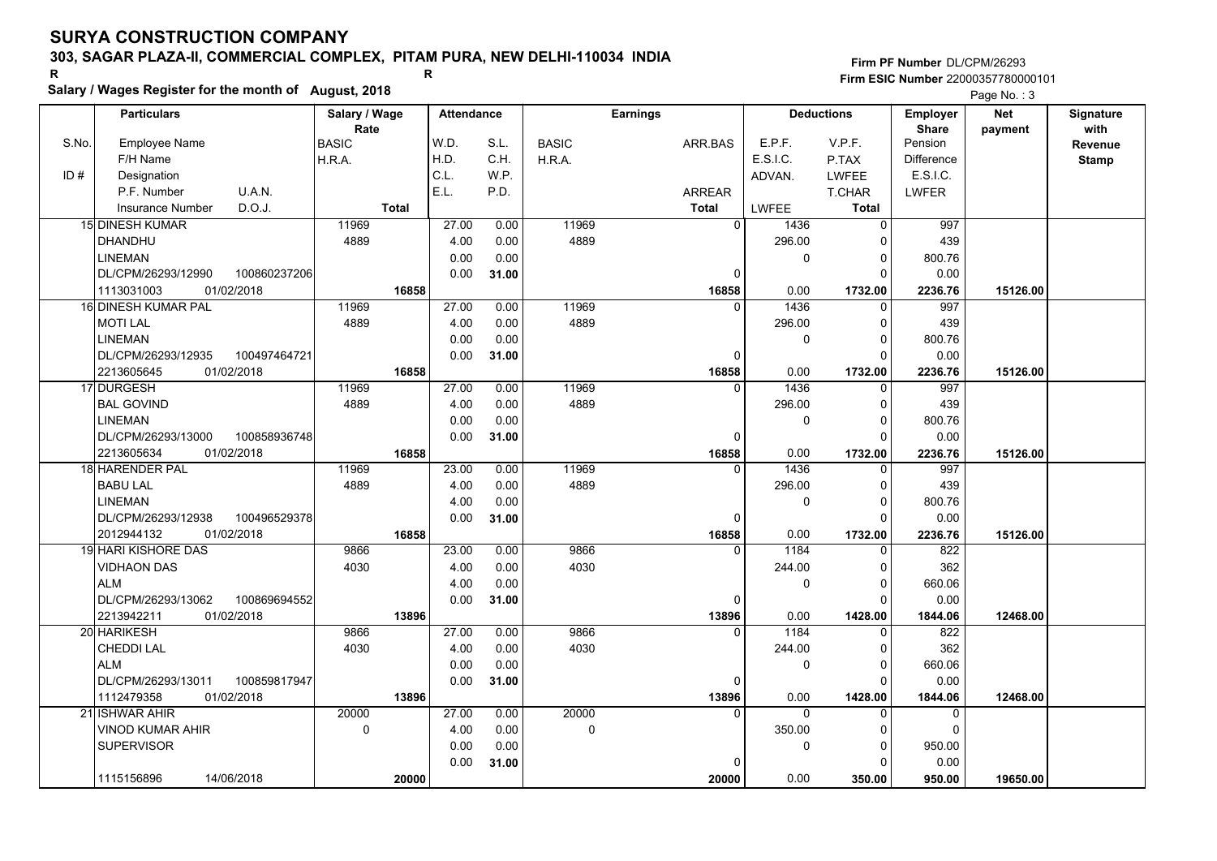# SURYA CONSTRUCTION COMPANY

**303, SAGAR PLAZA-II, COMMERCIAL COMPLEX, PITAM PURA, NEW DELHI-110034 INDIA**

R R

**Salary / Wages Register for the month of August, 2018**

**Firm PF Number** DL/CPM/26293
**Firm ESIC Number** 22000357780000101

Page No. : 3

| S.No. / ID # | Particulars: Employee Name / F/H Name / Designation / P.F. Number, U.A.N. / Insurance Number, D.O.J. | Salary / Wage Rate: BASIC / H.R.A. / Total | Attendance: W.D. / H.D. / C.L. / E.L. | Attendance: S.L. / C.H. / W.P. / P.D. | Earnings: BASIC / H.R.A. | Earnings: ARR.BAS / ARREAR / Total | Deductions: E.P.F. / E.S.I.C. / ADVAN. / LWFEE | Deductions: V.P.F. / P.TAX / LWFEE / T.CHAR / Total | Employer Share: Pension / Difference / E.S.I.C. / LWFER | Net payment | Signature with Revenue Stamp |
|---|---|---|---|---|---|---|---|---|---|---|---|
| 15 | DINESH KUMAR / DHANDHU / LINEMAN / DL/CPM/26293/12990, 100860237206 / 1113031003, 01/02/2018 | 11969 / 4889 / 16858 | 27.00 / 4.00 / 0.00 / 0.00 | 0.00 / 0.00 / 0.00 / 31.00 | 11969 / 4889 | 0 / 0 / 16858 | 1436 / 296.00 / 0 / 0.00 | 0 / 0 / 0 / 0 / 1732.00 | 997 / 439 / 800.76 / 0.00 / 2236.76 | 15126.00 | |
| 16 | DINESH KUMAR PAL / MOTI LAL / LINEMAN / DL/CPM/26293/12935, 100497464721 / 2213605645, 01/02/2018 | 11969 / 4889 / 16858 | 27.00 / 4.00 / 0.00 / 0.00 | 0.00 / 0.00 / 0.00 / 31.00 | 11969 / 4889 | 0 / 0 / 16858 | 1436 / 296.00 / 0 / 0.00 | 0 / 0 / 0 / 0 / 1732.00 | 997 / 439 / 800.76 / 0.00 / 2236.76 | 15126.00 | |
| 17 | DURGESH / BAL GOVIND / LINEMAN / DL/CPM/26293/13000, 100858936748 / 2213605634, 01/02/2018 | 11969 / 4889 / 16858 | 27.00 / 4.00 / 0.00 / 0.00 | 0.00 / 0.00 / 0.00 / 31.00 | 11969 / 4889 | 0 / 0 / 16858 | 1436 / 296.00 / 0 / 0.00 | 0 / 0 / 0 / 0 / 1732.00 | 997 / 439 / 800.76 / 0.00 / 2236.76 | 15126.00 | |
| 18 | HARENDER PAL / BABU LAL / LINEMAN / DL/CPM/26293/12938, 100496529378 / 2012944132, 01/02/2018 | 11969 / 4889 / 16858 | 23.00 / 4.00 / 4.00 / 0.00 | 0.00 / 0.00 / 0.00 / 31.00 | 11969 / 4889 | 0 / 0 / 16858 | 1436 / 296.00 / 0 / 0.00 | 0 / 0 / 0 / 0 / 1732.00 | 997 / 439 / 800.76 / 0.00 / 2236.76 | 15126.00 | |
| 19 | HARI KISHORE DAS / VIDHAON DAS / ALM / DL/CPM/26293/13062, 100869694552 / 2213942211, 01/02/2018 | 9866 / 4030 / 13896 | 23.00 / 4.00 / 4.00 / 0.00 | 0.00 / 0.00 / 0.00 / 31.00 | 9866 / 4030 | 0 / 0 / 13896 | 1184 / 244.00 / 0 / 0.00 | 0 / 0 / 0 / 0 / 1428.00 | 822 / 362 / 660.06 / 0.00 / 1844.06 | 12468.00 | |
| 20 | HARIKESH / CHEDDI LAL / ALM / DL/CPM/26293/13011, 100859817947 / 1112479358, 01/02/2018 | 9866 / 4030 / 13896 | 27.00 / 4.00 / 0.00 / 0.00 | 0.00 / 0.00 / 0.00 / 31.00 | 9866 / 4030 | 0 / 0 / 13896 | 1184 / 244.00 / 0 / 0.00 | 0 / 0 / 0 / 0 / 1428.00 | 822 / 362 / 660.06 / 0.00 / 1844.06 | 12468.00 | |
| 21 | ISHWAR AHIR / VINOD KUMAR AHIR / SUPERVISOR / / 1115156896, 14/06/2018 | 20000 / 0 / 20000 | 27.00 / 4.00 / 0.00 / 0.00 | 0.00 / 0.00 / 0.00 / 31.00 | 20000 / 0 | 0 / 0 / 20000 | 0 / 350.00 / 0 / 0.00 | 0 / 0 / 0 / 0 / 350.00 | 0 / 0 / 950.00 / 0.00 / 950.00 | 19650.00 | |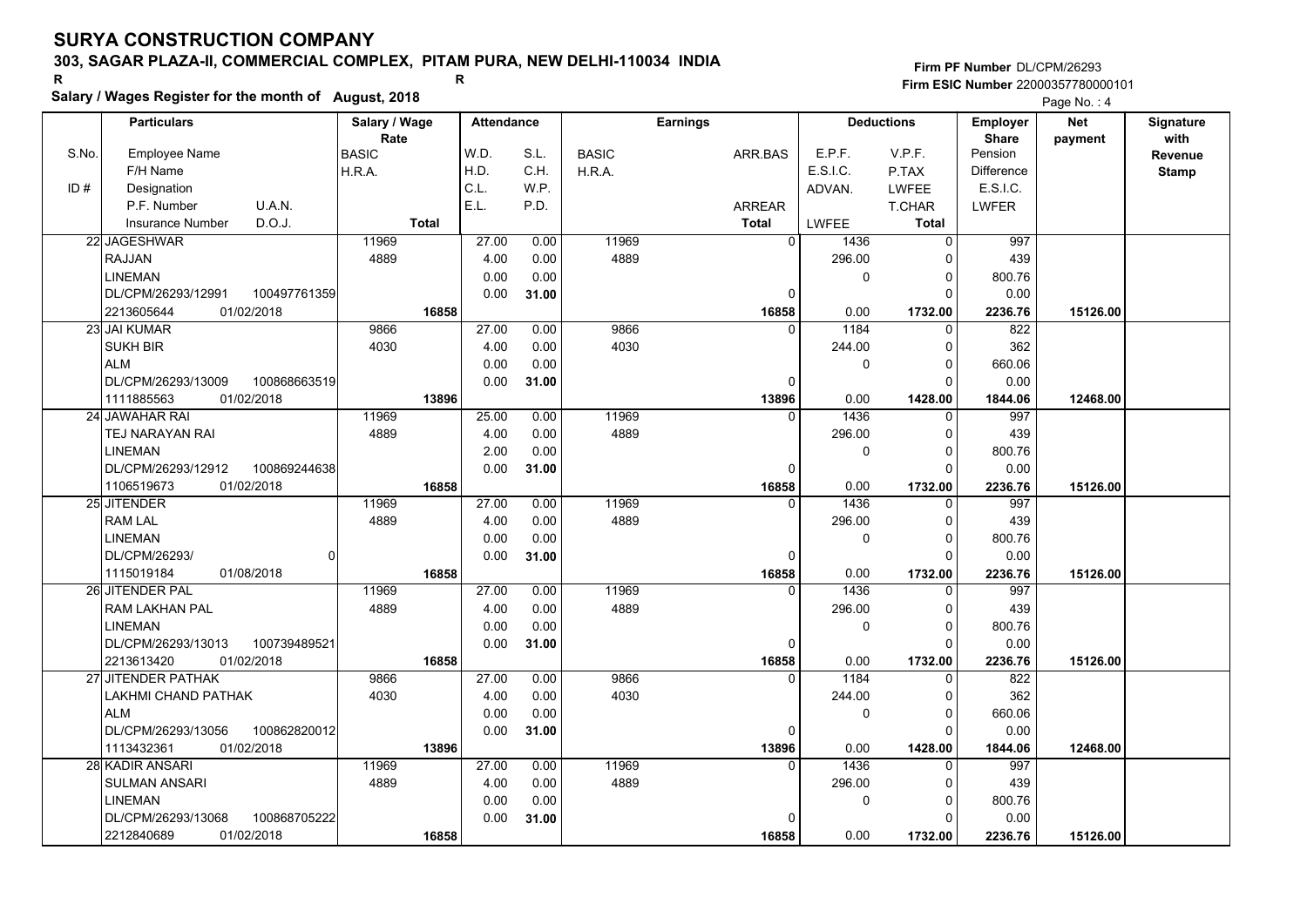# SURYA CONSTRUCTION COMPANY

**303, SAGAR PLAZA-II, COMMERCIAL COMPLEX, PITAM PURA, NEW DELHI-110034 INDIA**

R R

**Salary / Wages Register for the month of August, 2018**

Firm PF Number DL/CPM/26293
Firm ESIC Number 22000357780000101

| S.No. | Particulars: Employee Name / F/H Name / Designation / P.F. Number, U.A.N. / Insurance Number, D.O.J. | Salary / Wage Rate: BASIC / H.R.A. / Total | Attendance: W.D. / H.D. / C.L. / E.L. | Attendance: S.L. / C.H. / W.P. / P.D. | Earnings: BASIC / H.R.A. | Earnings: ARR.BAS / ARREAR / Total | Deductions: E.P.F. / E.S.I.C. / ADVAN. / LWFEE | Deductions: V.P.F. / P.TAX / LWFEE / T.CHAR / Total | Employer Share: Pension / Difference / E.S.I.C. / LWFER | Net payment | Signature with Revenue Stamp |
|---|---|---|---|---|---|---|---|---|---|---|---|
| 22 | JAGESHWAR<br>RAJJAN<br>LINEMAN<br>DL/CPM/26293/12991 100497761359<br>2213605644 01/02/2018 | 11969<br>4889<br>16858 | 27.00<br>4.00<br>0.00<br>0.00 | 0.00<br>0.00<br>0.00<br>31.00 | 11969<br>4889 | 0<br>0<br>16858 | 1436<br>296.00<br>0<br>0.00 | 0<br>0<br>0<br>0<br>1732.00 | 997<br>439<br>800.76<br>0.00<br>2236.76 | 15126.00 | |
| 23 | JAI KUMAR<br>SUKH BIR<br>ALM<br>DL/CPM/26293/13009 100868663519<br>1111885563 01/02/2018 | 9866<br>4030<br>13896 | 27.00<br>4.00<br>0.00<br>0.00 | 0.00<br>0.00<br>0.00<br>31.00 | 9866<br>4030 | 0<br>0<br>13896 | 1184<br>244.00<br>0<br>0.00 | 0<br>0<br>0<br>0<br>1428.00 | 822<br>362<br>660.06<br>0.00<br>1844.06 | 12468.00 | |
| 24 | JAWAHAR RAI<br>TEJ NARAYAN RAI<br>LINEMAN<br>DL/CPM/26293/12912 100869244638<br>1106519673 01/02/2018 | 11969<br>4889<br>16858 | 25.00<br>4.00<br>2.00<br>0.00 | 0.00<br>0.00<br>0.00<br>31.00 | 11969<br>4889 | 0<br>0<br>16858 | 1436<br>296.00<br>0<br>0.00 | 0<br>0<br>0<br>0<br>1732.00 | 997<br>439<br>800.76<br>0.00<br>2236.76 | 15126.00 | |
| 25 | JITENDER<br>RAM LAL<br>LINEMAN<br>DL/CPM/26293/ 0<br>1115019184 01/08/2018 | 11969<br>4889<br>16858 | 27.00<br>4.00<br>0.00<br>0.00 | 0.00<br>0.00<br>0.00<br>31.00 | 11969<br>4889 | 0<br>0<br>16858 | 1436<br>296.00<br>0<br>0.00 | 0<br>0<br>0<br>0<br>1732.00 | 997<br>439<br>800.76<br>0.00<br>2236.76 | 15126.00 | |
| 26 | JITENDER PAL<br>RAM LAKHAN PAL<br>LINEMAN<br>DL/CPM/26293/13013 100739489521<br>2213613420 01/02/2018 | 11969<br>4889<br>16858 | 27.00<br>4.00<br>0.00<br>0.00 | 0.00<br>0.00<br>0.00<br>31.00 | 11969<br>4889 | 0<br>0<br>16858 | 1436<br>296.00<br>0<br>0.00 | 0<br>0<br>0<br>0<br>1732.00 | 997<br>439<br>800.76<br>0.00<br>2236.76 | 15126.00 | |
| 27 | JITENDER PATHAK<br>LAKHMI CHAND PATHAK<br>ALM<br>DL/CPM/26293/13056 100862820012<br>1113432361 01/02/2018 | 9866<br>4030<br>13896 | 27.00<br>4.00<br>0.00<br>0.00 | 0.00<br>0.00<br>0.00<br>31.00 | 9866<br>4030 | 0<br>0<br>13896 | 1184<br>244.00<br>0<br>0.00 | 0<br>0<br>0<br>0<br>1428.00 | 822<br>362<br>660.06<br>0.00<br>1844.06 | 12468.00 | |
| 28 | KADIR ANSARI<br>SULMAN ANSARI<br>LINEMAN<br>DL/CPM/26293/13068 100868705222<br>2212840689 01/02/2018 | 11969<br>4889<br>16858 | 27.00<br>4.00<br>0.00<br>0.00 | 0.00<br>0.00<br>0.00<br>31.00 | 11969<br>4889 | 0<br>0<br>16858 | 1436<br>296.00<br>0<br>0.00 | 0<br>0<br>0<br>0<br>1732.00 | 997<br>439<br>800.76<br>0.00<br>2236.76 | 15126.00 | |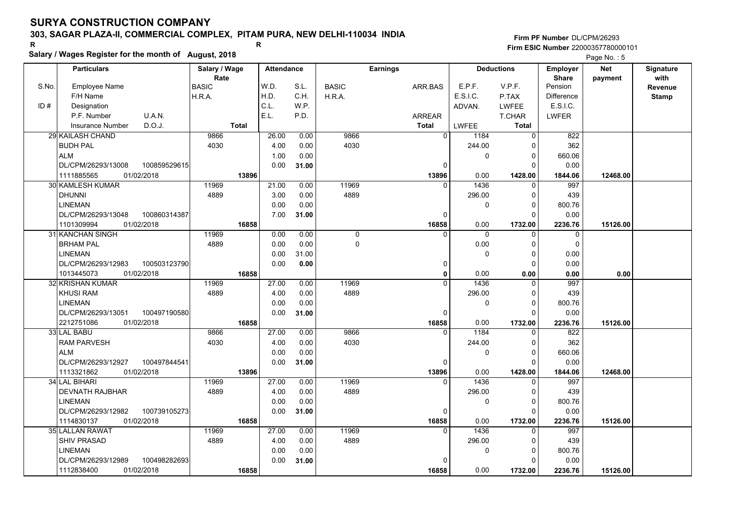# SURYA CONSTRUCTION COMPANY

**303, SAGAR PLAZA-II, COMMERCIAL COMPLEX, PITAM PURA, NEW DELHI-110034 INDIA**

R R

**Salary / Wages Register for the month of August, 2018**

Firm PF Number DL/CPM/26293
Firm ESIC Number 22000357780000101

| S.No. / ID # | Particulars (Employee Name / F/H Name / Designation / P.F. Number U.A.N. / Insurance Number D.O.J.) | Salary / Wage Rate (BASIC / H.R.A. / Total) | Attendance (W.D. / H.D. / C.L. / E.L.) | Attendance (S.L. / C.H. / W.P. / P.D.) | Earnings (BASIC / H.R.A.) | Earnings (ARR.BAS / ARREAR / Total) | Deductions (E.P.F. / E.S.I.C. / ADVAN. / LWFEE) | Deductions (V.P.F. / P.TAX / LWFEE / T.CHAR / Total) | Employer Share (Pension / Difference / E.S.I.C. / LWFER) | Net payment | Signature with Revenue Stamp |
|---|---|---|---|---|---|---|---|---|---|---|---|
| 29 | KAILASH CHAND<br>BUDH PAL<br>ALM<br>DL/CPM/26293/13008 100859529615<br>1111885565 01/02/2018 | 9866<br>4030<br>13896 | 26.00<br>4.00<br>1.00<br>0.00 | 0.00<br>0.00<br>0.00<br>31.00 | 9866<br>4030 | 0<br>0<br>13896 | 1184<br>244.00<br>0<br>0.00 | 0<br>0<br>0<br>0<br>1428.00 | 822<br>362<br>660.06<br>0.00<br>1844.06 | 12468.00 | |
| 30 | KAMLESH KUMAR<br>DHUNNI<br>LINEMAN<br>DL/CPM/26293/13048 100860314387<br>1101309994 01/02/2018 | 11969<br>4889<br>16858 | 21.00<br>3.00<br>0.00<br>7.00 | 0.00<br>0.00<br>0.00<br>31.00 | 11969<br>4889 | 0<br>0<br>16858 | 1436<br>296.00<br>0<br>0.00 | 0<br>0<br>0<br>0<br>1732.00 | 997<br>439<br>800.76<br>0.00<br>2236.76 | 15126.00 | |
| 31 | KANCHAN SINGH<br>BRHAM PAL<br>LINEMAN<br>DL/CPM/26293/12983 100503123790<br>1013445073 01/02/2018 | 11969<br>4889<br>16858 | 0.00<br>0.00<br>0.00<br>0.00 | 0.00<br>0.00<br>31.00<br>0.00 | 0<br>0 | 0<br>0<br>0 | 0<br>0.00<br>0<br>0.00 | 0<br>0<br>0<br>0<br>0.00 | 0<br>0<br>0.00<br>0.00<br>0.00 | 0.00 | |
| 32 | KRISHAN KUMAR<br>KHUSI RAM<br>LINEMAN<br>DL/CPM/26293/13051 100497190580<br>2212751086 01/02/2018 | 11969<br>4889<br>16858 | 27.00<br>4.00<br>0.00<br>0.00 | 0.00<br>0.00<br>0.00<br>31.00 | 11969<br>4889 | 0<br>0<br>16858 | 1436<br>296.00<br>0<br>0.00 | 0<br>0<br>0<br>0<br>1732.00 | 997<br>439<br>800.76<br>0.00<br>2236.76 | 15126.00 | |
| 33 | LAL BABU<br>RAM PARVESH<br>ALM<br>DL/CPM/26293/12927 100497844541<br>1113321862 01/02/2018 | 9866<br>4030<br>13896 | 27.00<br>4.00<br>0.00<br>0.00 | 0.00<br>0.00<br>0.00<br>31.00 | 9866<br>4030 | 0<br>0<br>13896 | 1184<br>244.00<br>0<br>0.00 | 0<br>0<br>0<br>0<br>1428.00 | 822<br>362<br>660.06<br>0.00<br>1844.06 | 12468.00 | |
| 34 | LAL BIHARI<br>DEVNATH RAJBHAR<br>LINEMAN<br>DL/CPM/26293/12982 100739105273<br>1114830137 01/02/2018 | 11969<br>4889<br>16858 | 27.00<br>4.00<br>0.00<br>0.00 | 0.00<br>0.00<br>0.00<br>31.00 | 11969<br>4889 | 0<br>0<br>16858 | 1436<br>296.00<br>0<br>0.00 | 0<br>0<br>0<br>0<br>1732.00 | 997<br>439<br>800.76<br>0.00<br>2236.76 | 15126.00 | |
| 35 | LALLAN RAWAT<br>SHIV PRASAD<br>LINEMAN<br>DL/CPM/26293/12989 100498282693<br>1112838400 01/02/2018 | 11969<br>4889<br>16858 | 27.00<br>4.00<br>0.00<br>0.00 | 0.00<br>0.00<br>0.00<br>31.00 | 11969<br>4889 | 0<br>0<br>16858 | 1436<br>296.00<br>0<br>0.00 | 0<br>0<br>0<br>0<br>1732.00 | 997<br>439<br>800.76<br>0.00<br>2236.76 | 15126.00 | |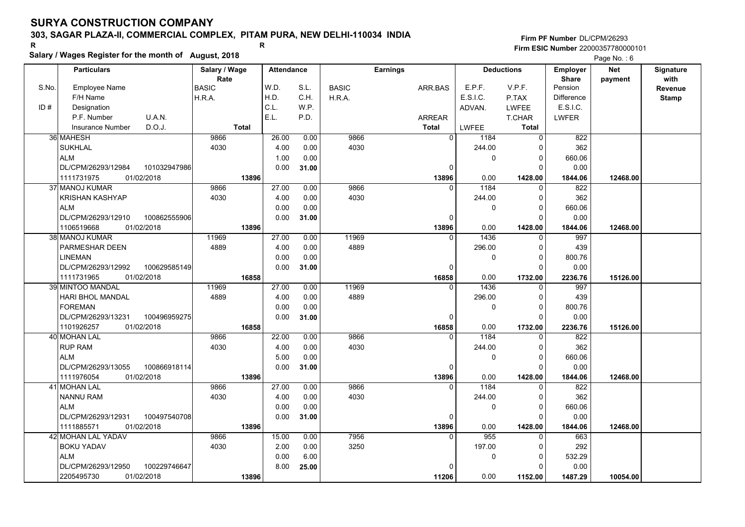# SURYA CONSTRUCTION COMPANY

## 303, SAGAR PLAZA-II, COMMERCIAL COMPLEX, PITAM PURA, NEW DELHI-110034 INDIA

R R

**Salary / Wages Register for the month of August, 2018**

Firm PF Number DL/CPM/26293
Firm ESIC Number 22000357780000101

| S.No. / ID # | Employee Name / F/H Name / Designation / P.F. Number, U.A.N. / Insurance Number, D.O.J. | Salary / Wage Rate: BASIC / H.R.A. / Total | Attendance: W.D. / H.D. / C.L. / E.L. | Attendance: S.L. / C.H. / W.P. / P.D. | Earnings: BASIC / H.R.A. | Earnings: ARR.BAS / ARREAR / Total | Deductions: E.P.F. / E.S.I.C. / ADVAN. / LWFEE | Deductions: V.P.F. / P.TAX / LWFEE / T.CHAR / Total | Employer Share: Pension / Difference / E.S.I.C. / LWFER | Net payment | Signature with Revenue Stamp |
|---|---|---|---|---|---|---|---|---|---|---|---|
| 36 | MAHESH | 9866 | 26.00 | 0.00 | 9866 | 0 | 1184 | 0 | 822 | | |
| | SUKHLAL | 4030 | 4.00 | 0.00 | 4030 | | 244.00 | 0 | 362 | | |
| | ALM | | 1.00 | 0.00 | | | 0 | 0 | 660.06 | | |
| | DL/CPM/26293/12984 101032947986 | | 0.00 | 31.00 | | 0 | | 0 | 0.00 | | |
| | 1111731975 01/02/2018 | 13896 | | | | 13896 | 0.00 | 1428.00 | 1844.06 | 12468.00 | |
| 37 | MANOJ KUMAR | 9866 | 27.00 | 0.00 | 9866 | 0 | 1184 | 0 | 822 | | |
| | KRISHAN KASHYAP | 4030 | 4.00 | 0.00 | 4030 | | 244.00 | 0 | 362 | | |
| | ALM | | 0.00 | 0.00 | | | 0 | 0 | 660.06 | | |
| | DL/CPM/26293/12910 100862555906 | | 0.00 | 31.00 | | 0 | | 0 | 0.00 | | |
| | 1106519668 01/02/2018 | 13896 | | | | 13896 | 0.00 | 1428.00 | 1844.06 | 12468.00 | |
| 38 | MANOJ KUMAR | 11969 | 27.00 | 0.00 | 11969 | 0 | 1436 | 0 | 997 | | |
| | PARMESHAR DEEN | 4889 | 4.00 | 0.00 | 4889 | | 296.00 | 0 | 439 | | |
| | LINEMAN | | 0.00 | 0.00 | | | 0 | 0 | 800.76 | | |
| | DL/CPM/26293/12992 100629585149 | | 0.00 | 31.00 | | 0 | | 0 | 0.00 | | |
| | 1111731965 01/02/2018 | 16858 | | | | 16858 | 0.00 | 1732.00 | 2236.76 | 15126.00 | |
| 39 | MINTOO MANDAL | 11969 | 27.00 | 0.00 | 11969 | 0 | 1436 | 0 | 997 | | |
| | HARI BHOL MANDAL | 4889 | 4.00 | 0.00 | 4889 | | 296.00 | 0 | 439 | | |
| | FOREMAN | | 0.00 | 0.00 | | | 0 | 0 | 800.76 | | |
| | DL/CPM/26293/13231 100496959275 | | 0.00 | 31.00 | | 0 | | 0 | 0.00 | | |
| | 1101926257 01/02/2018 | 16858 | | | | 16858 | 0.00 | 1732.00 | 2236.76 | 15126.00 | |
| 40 | MOHAN LAL | 9866 | 22.00 | 0.00 | 9866 | 0 | 1184 | 0 | 822 | | |
| | RUP RAM | 4030 | 4.00 | 0.00 | 4030 | | 244.00 | 0 | 362 | | |
| | ALM | | 5.00 | 0.00 | | | 0 | 0 | 660.06 | | |
| | DL/CPM/26293/13055 100866918114 | | 0.00 | 31.00 | | 0 | | 0 | 0.00 | | |
| | 1111976054 01/02/2018 | 13896 | | | | 13896 | 0.00 | 1428.00 | 1844.06 | 12468.00 | |
| 41 | MOHAN LAL | 9866 | 27.00 | 0.00 | 9866 | 0 | 1184 | 0 | 822 | | |
| | NANNU RAM | 4030 | 4.00 | 0.00 | 4030 | | 244.00 | 0 | 362 | | |
| | ALM | | 0.00 | 0.00 | | | 0 | 0 | 660.06 | | |
| | DL/CPM/26293/12931 100497540708 | | 0.00 | 31.00 | | 0 | | 0 | 0.00 | | |
| | 1111885571 01/02/2018 | 13896 | | | | 13896 | 0.00 | 1428.00 | 1844.06 | 12468.00 | |
| 42 | MOHAN LAL YADAV | 9866 | 15.00 | 0.00 | 7956 | 0 | 955 | 0 | 663 | | |
| | BOKU YADAV | 4030 | 2.00 | 0.00 | 3250 | | 197.00 | 0 | 292 | | |
| | ALM | | 0.00 | 6.00 | | | 0 | 0 | 532.29 | | |
| | DL/CPM/26293/12950 100229746647 | | 8.00 | 25.00 | | 0 | | 0 | 0.00 | | |
| | 2205495730 01/02/2018 | 13896 | | | | 11206 | 0.00 | 1152.00 | 1487.29 | 10054.00 | |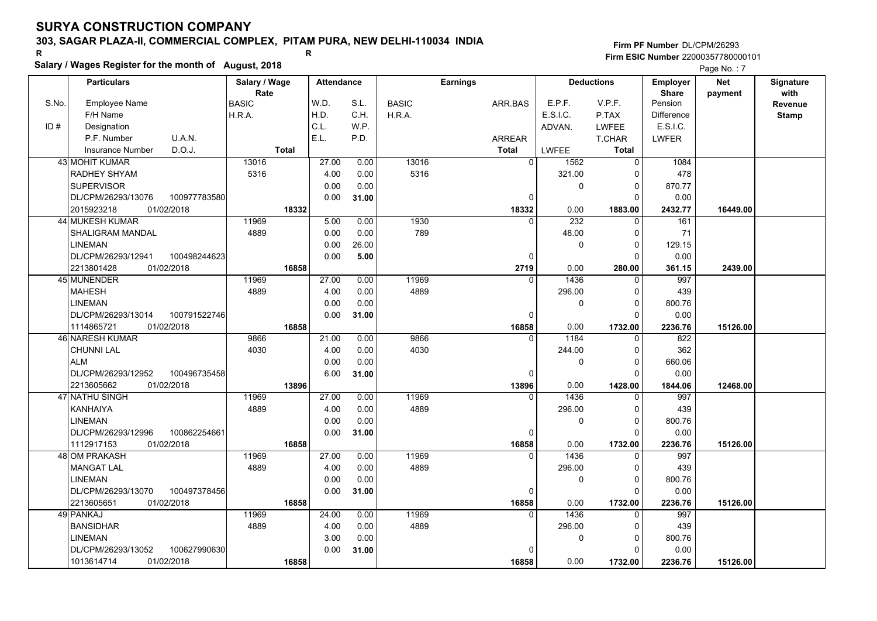# SURYA CONSTRUCTION COMPANY

**303, SAGAR PLAZA-II, COMMERCIAL COMPLEX, PITAM PURA, NEW DELHI-110034 INDIA**

R R

**Salary / Wages Register for the month of August, 2018**

Firm PF Number DL/CPM/26293
Firm ESIC Number 22000357780000101

| Particulars | | Salary / Wage Rate | Attendance | | Earnings | | Deductions | | Employer Share | Net payment | Signature with Revenue Stamp |
|---|---|---|---|---|---|---|---|---|---|---|---|
| S.No. | Employee Name | BASIC | W.D. | S.L. | BASIC | ARR.BAS | E.P.F. | V.P.F. | Pension | | |
| | F/H Name | H.R.A. | H.D. | C.H. | H.R.A. | | E.S.I.C. | P.TAX | Difference | | |
| ID # | Designation | | C.L. | W.P. | | | ADVAN. | LWFEE | E.S.I.C. | | |
| | P.F. Number / U.A.N. | | E.L. | P.D. | | ARREAR | | T.CHAR | LWFER | | |
| | Insurance Number / D.O.J. | Total | | | | Total | LWFEE | Total | | | |
| 43 | MOHIT KUMAR | 13016 | 27.00 | 0.00 | 13016 | 0 | 1562 | 0 | 1084 | | |
| | RADHEY SHYAM | 5316 | 4.00 | 0.00 | 5316 | | 321.00 | 0 | 478 | | |
| | SUPERVISOR | | 0.00 | 0.00 | | | 0 | 0 | 870.77 | | |
| | DL/CPM/26293/13076 100977783580 | | 0.00 | 31.00 | | 0 | | 0 | 0.00 | | |
| | 2015923218 01/02/2018 | 18332 | | | | 18332 | 0.00 | 1883.00 | 2432.77 | 16449.00 | |
| 44 | MUKESH KUMAR | 11969 | 5.00 | 0.00 | 1930 | 0 | 232 | 0 | 161 | | |
| | SHALIGRAM MANDAL | 4889 | 0.00 | 0.00 | 789 | | 48.00 | 0 | 71 | | |
| | LINEMAN | | 0.00 | 26.00 | | | 0 | 0 | 129.15 | | |
| | DL/CPM/26293/12941 100498244623 | | 0.00 | 5.00 | | 0 | | 0 | 0.00 | | |
| | 2213801428 01/02/2018 | 16858 | | | | 2719 | 0.00 | 280.00 | 361.15 | 2439.00 | |
| 45 | MUNENDER | 11969 | 27.00 | 0.00 | 11969 | 0 | 1436 | 0 | 997 | | |
| | MAHESH | 4889 | 4.00 | 0.00 | 4889 | | 296.00 | 0 | 439 | | |
| | LINEMAN | | 0.00 | 0.00 | | | 0 | 0 | 800.76 | | |
| | DL/CPM/26293/13014 100791522746 | | 0.00 | 31.00 | | 0 | | 0 | 0.00 | | |
| | 1114865721 01/02/2018 | 16858 | | | | 16858 | 0.00 | 1732.00 | 2236.76 | 15126.00 | |
| 46 | NARESH KUMAR | 9866 | 21.00 | 0.00 | 9866 | 0 | 1184 | 0 | 822 | | |
| | CHUNNI LAL | 4030 | 4.00 | 0.00 | 4030 | | 244.00 | 0 | 362 | | |
| | ALM | | 0.00 | 0.00 | | | 0 | 0 | 660.06 | | |
| | DL/CPM/26293/12952 100496735458 | | 6.00 | 31.00 | | 0 | | 0 | 0.00 | | |
| | 2213605662 01/02/2018 | 13896 | | | | 13896 | 0.00 | 1428.00 | 1844.06 | 12468.00 | |
| 47 | NATHU SINGH | 11969 | 27.00 | 0.00 | 11969 | 0 | 1436 | 0 | 997 | | |
| | KANHAIYA | 4889 | 4.00 | 0.00 | 4889 | | 296.00 | 0 | 439 | | |
| | LINEMAN | | 0.00 | 0.00 | | | 0 | 0 | 800.76 | | |
| | DL/CPM/26293/12996 100862254661 | | 0.00 | 31.00 | | 0 | | 0 | 0.00 | | |
| | 1112917153 01/02/2018 | 16858 | | | | 16858 | 0.00 | 1732.00 | 2236.76 | 15126.00 | |
| 48 | OM PRAKASH | 11969 | 27.00 | 0.00 | 11969 | 0 | 1436 | 0 | 997 | | |
| | MANGAT LAL | 4889 | 4.00 | 0.00 | 4889 | | 296.00 | 0 | 439 | | |
| | LINEMAN | | 0.00 | 0.00 | | | 0 | 0 | 800.76 | | |
| | DL/CPM/26293/13070 100497378456 | | 0.00 | 31.00 | | 0 | | 0 | 0.00 | | |
| | 2213605651 01/02/2018 | 16858 | | | | 16858 | 0.00 | 1732.00 | 2236.76 | 15126.00 | |
| 49 | PANKAJ | 11969 | 24.00 | 0.00 | 11969 | 0 | 1436 | 0 | 997 | | |
| | BANSIDHAR | 4889 | 4.00 | 0.00 | 4889 | | 296.00 | 0 | 439 | | |
| | LINEMAN | | 3.00 | 0.00 | | | 0 | 0 | 800.76 | | |
| | DL/CPM/26293/13052 100627990630 | | 0.00 | 31.00 | | 0 | | 0 | 0.00 | | |
| | 1013614714 01/02/2018 | 16858 | | | | 16858 | 0.00 | 1732.00 | 2236.76 | 15126.00 | |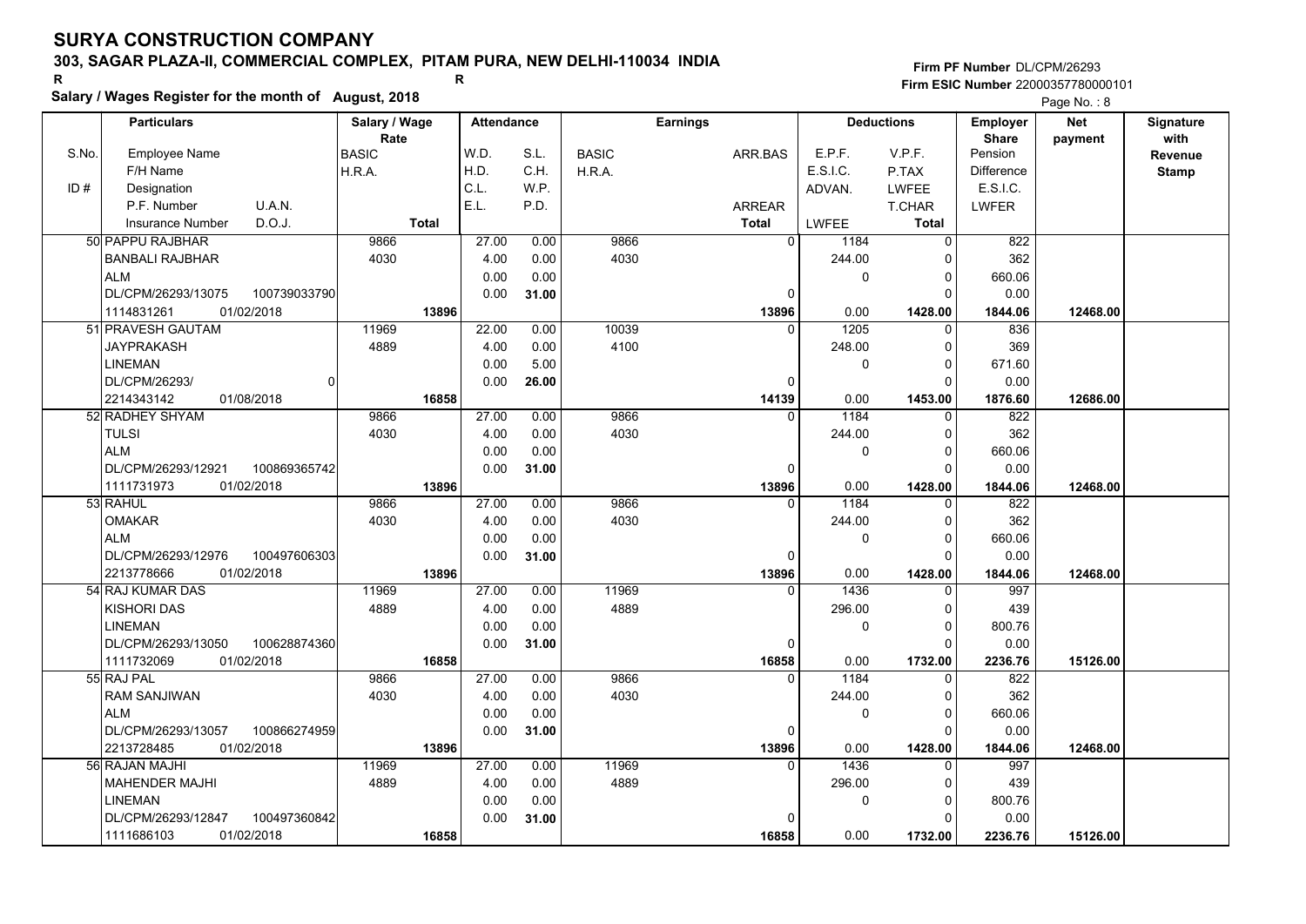# SURYA CONSTRUCTION COMPANY

**303, SAGAR PLAZA-II, COMMERCIAL COMPLEX, PITAM PURA, NEW DELHI-110034 INDIA**

R R

**Salary / Wages Register for the month of August, 2018**

Firm PF Number DL/CPM/26293
Firm ESIC Number 22000357780000101

| S.No. / ID # | Employee Name / F/H Name / Designation / P.F. Number / U.A.N. / Insurance Number / D.O.J. | Salary / Wage Rate BASIC / H.R.A. / Total | W.D. / H.D. / C.L. / E.L. | S.L. / C.H. / W.P. / P.D. | BASIC / H.R.A. | ARR.BAS / ARREAR / Total | E.P.F. / E.S.I.C. / ADVAN. / LWFEE | V.P.F. / P.TAX / LWFEE / T.CHAR / Total | Employer Share Pension / Difference / E.S.I.C. / LWFER | Net payment | Signature with Revenue Stamp |
|---|---|---|---|---|---|---|---|---|---|---|---|
| 50 | PAPPU RAJBHAR / BANBALI RAJBHAR / ALM / DL/CPM/26293/13075 / 100739033790 / 1114831261 / 01/02/2018 | 9866 / 4030 / 13896 | 27.00 / 4.00 / 0.00 / 0.00 | 0.00 / 0.00 / 0.00 / 31.00 | 9866 / 4030 | 0 / 0 / 13896 | 1184 / 244.00 / 0 / 0.00 | 0 / 0 / 0 / 0 / 1428.00 | 822 / 362 / 660.06 / 0.00 / 1844.06 | 12468.00 | |
| 51 | PRAVESH GAUTAM / JAYPRAKASH / LINEMAN / DL/CPM/26293/ / 0 / 2214343142 / 01/08/2018 | 11969 / 4889 / 16858 | 22.00 / 4.00 / 0.00 / 0.00 | 0.00 / 0.00 / 5.00 / 26.00 | 10039 / 4100 | 0 / 0 / 14139 | 1205 / 248.00 / 0 / 0.00 | 0 / 0 / 0 / 0 / 1453.00 | 836 / 369 / 671.60 / 0.00 / 1876.60 | 12686.00 | |
| 52 | RADHEY SHYAM / TULSI / ALM / DL/CPM/26293/12921 / 100869365742 / 1111731973 / 01/02/2018 | 9866 / 4030 / 13896 | 27.00 / 4.00 / 0.00 / 0.00 | 0.00 / 0.00 / 0.00 / 31.00 | 9866 / 4030 | 0 / 0 / 13896 | 1184 / 244.00 / 0 / 0.00 | 0 / 0 / 0 / 0 / 1428.00 | 822 / 362 / 660.06 / 0.00 / 1844.06 | 12468.00 | |
| 53 | RAHUL / OMAKAR / ALM / DL/CPM/26293/12976 / 100497606303 / 2213778666 / 01/02/2018 | 9866 / 4030 / 13896 | 27.00 / 4.00 / 0.00 / 0.00 | 0.00 / 0.00 / 0.00 / 31.00 | 9866 / 4030 | 0 / 0 / 13896 | 1184 / 244.00 / 0 / 0.00 | 0 / 0 / 0 / 0 / 1428.00 | 822 / 362 / 660.06 / 0.00 / 1844.06 | 12468.00 | |
| 54 | RAJ KUMAR DAS / KISHORI DAS / LINEMAN / DL/CPM/26293/13050 / 100628874360 / 1111732069 / 01/02/2018 | 11969 / 4889 / 16858 | 27.00 / 4.00 / 0.00 / 0.00 | 0.00 / 0.00 / 0.00 / 31.00 | 11969 / 4889 | 0 / 0 / 16858 | 1436 / 296.00 / 0 / 0.00 | 0 / 0 / 0 / 0 / 1732.00 | 997 / 439 / 800.76 / 0.00 / 2236.76 | 15126.00 | |
| 55 | RAJ PAL / RAM SANJIWAN / ALM / DL/CPM/26293/13057 / 100866274959 / 2213728485 / 01/02/2018 | 9866 / 4030 / 13896 | 27.00 / 4.00 / 0.00 / 0.00 | 0.00 / 0.00 / 0.00 / 31.00 | 9866 / 4030 | 0 / 0 / 13896 | 1184 / 244.00 / 0 / 0.00 | 0 / 0 / 0 / 0 / 1428.00 | 822 / 362 / 660.06 / 0.00 / 1844.06 | 12468.00 | |
| 56 | RAJAN MAJHI / MAHENDER MAJHI / LINEMAN / DL/CPM/26293/12847 / 100497360842 / 1111686103 / 01/02/2018 | 11969 / 4889 / 16858 | 27.00 / 4.00 / 0.00 / 0.00 | 0.00 / 0.00 / 0.00 / 31.00 | 11969 / 4889 | 0 / 0 / 16858 | 1436 / 296.00 / 0 / 0.00 | 0 / 0 / 0 / 0 / 1732.00 | 997 / 439 / 800.76 / 0.00 / 2236.76 | 15126.00 | |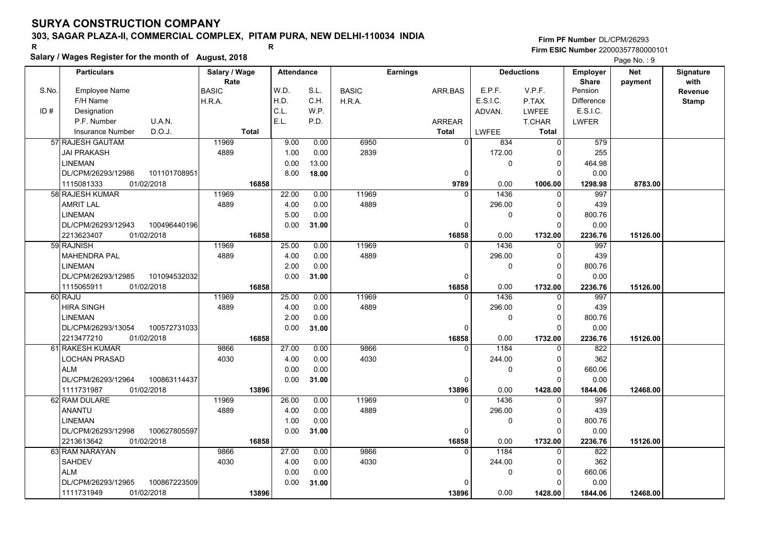# SURYA CONSTRUCTION COMPANY

**303, SAGAR PLAZA-II, COMMERCIAL COMPLEX, PITAM PURA, NEW DELHI-110034 INDIA**

R R

**Salary / Wages Register for the month of August, 2018**

**Firm PF Number** DL/CPM/26293
**Firm ESIC Number** 22000357780000101

Page No. : 9

| S.No. | Particulars | Salary / Wage Rate | Attendance | | Earnings | | Deductions | | Employer Share | Net payment | Signature with Revenue Stamp |
|---|---|---|---|---|---|---|---|---|---|---|---|
| | Employee Name / F/H Name / ID # Designation / P.F. Number U.A.N. / Insurance Number D.O.J. | BASIC / H.R.A. / Total | W.D. / H.D. / C.L. / E.L. | S.L. / C.H. / W.P. / P.D. | BASIC / H.R.A. | ARR.BAS / ARREAR / Total | E.P.F. / E.S.I.C. / ADVAN. / LWFEE | V.P.F. / P.TAX / LWFEE / T.CHAR / Total | Pension / Difference / E.S.I.C. / LWFER | | |
| 57 | RAJESH GAUTAM / JAI PRAKASH / LINEMAN / DL/CPM/26293/12986 101101708951 / 1115081333 01/02/2018 | 11969 / 4889 / **16858** | 9.00 / 1.00 / 0.00 / 8.00 | 0.00 / 0.00 / 13.00 / **18.00** | 6950 / 2839 | 0 / 0 / **9789** | 834 / 172.00 / 0 / 0.00 | 0 / 0 / 0 / 0 / **1006.00** | 579 / 255 / 464.98 / 0.00 / **1298.98** | **8783.00** | |
| 58 | RAJESH KUMAR / AMRIT LAL / LINEMAN / DL/CPM/26293/12943 100496440196 / 2213623407 01/02/2018 | 11969 / 4889 / **16858** | 22.00 / 4.00 / 5.00 / 0.00 | 0.00 / 0.00 / 0.00 / **31.00** | 11969 / 4889 | 0 / 0 / **16858** | 1436 / 296.00 / 0 / 0.00 | 0 / 0 / 0 / 0 / **1732.00** | 997 / 439 / 800.76 / 0.00 / **2236.76** | **15126.00** | |
| 59 | RAJNISH / MAHENDRA PAL / LINEMAN / DL/CPM/26293/12985 101094532032 / 1115065911 01/02/2018 | 11969 / 4889 / **16858** | 25.00 / 4.00 / 2.00 / 0.00 | 0.00 / 0.00 / 0.00 / **31.00** | 11969 / 4889 | 0 / 0 / **16858** | 1436 / 296.00 / 0 / 0.00 | 0 / 0 / 0 / 0 / **1732.00** | 997 / 439 / 800.76 / 0.00 / **2236.76** | **15126.00** | |
| 60 | RAJU / HIRA SINGH / LINEMAN / DL/CPM/26293/13054 100572731033 / 2213477210 01/02/2018 | 11969 / 4889 / **16858** | 25.00 / 4.00 / 2.00 / 0.00 | 0.00 / 0.00 / 0.00 / **31.00** | 11969 / 4889 | 0 / 0 / **16858** | 1436 / 296.00 / 0 / 0.00 | 0 / 0 / 0 / 0 / **1732.00** | 997 / 439 / 800.76 / 0.00 / **2236.76** | **15126.00** | |
| 61 | RAKESH KUMAR / LOCHAN PRASAD / ALM / DL/CPM/26293/12964 100863114437 / 1111731987 01/02/2018 | 9866 / 4030 / **13896** | 27.00 / 4.00 / 0.00 / 0.00 | 0.00 / 0.00 / 0.00 / **31.00** | 9866 / 4030 | 0 / 0 / **13896** | 1184 / 244.00 / 0 / 0.00 | 0 / 0 / 0 / 0 / **1428.00** | 822 / 362 / 660.06 / 0.00 / **1844.06** | **12468.00** | |
| 62 | RAM DULARE / ANANTU / LINEMAN / DL/CPM/26293/12998 100627805597 / 2213613642 01/02/2018 | 11969 / 4889 / **16858** | 26.00 / 4.00 / 1.00 / 0.00 | 0.00 / 0.00 / 0.00 / **31.00** | 11969 / 4889 | 0 / 0 / **16858** | 1436 / 296.00 / 0 / 0.00 | 0 / 0 / 0 / 0 / **1732.00** | 997 / 439 / 800.76 / 0.00 / **2236.76** | **15126.00** | |
| 63 | RAM NARAYAN / SAHDEV / ALM / DL/CPM/26293/12965 100867223509 / 1111731949 01/02/2018 | 9866 / 4030 / **13896** | 27.00 / 4.00 / 0.00 / 0.00 | 0.00 / 0.00 / 0.00 / **31.00** | 9866 / 4030 | 0 / 0 / **13896** | 1184 / 244.00 / 0 / 0.00 | 0 / 0 / 0 / 0 / **1428.00** | 822 / 362 / 660.06 / 0.00 / **1844.06** | **12468.00** | |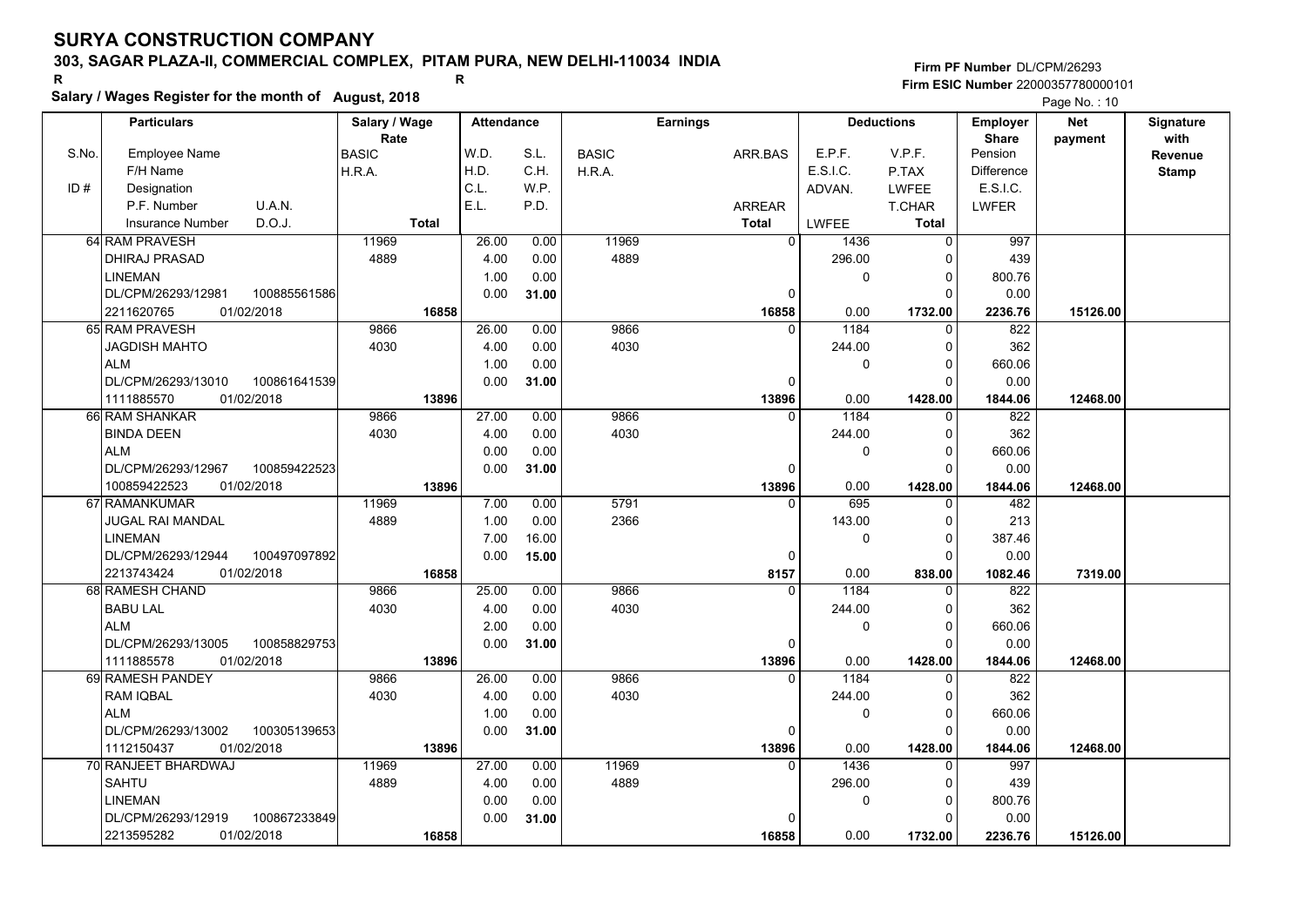# SURYA CONSTRUCTION COMPANY

**303, SAGAR PLAZA-II, COMMERCIAL COMPLEX, PITAM PURA, NEW DELHI-110034 INDIA**

R R

**Salary / Wages Register for the month of August, 2018**

**Firm PF Number** DL/CPM/26293
**Firm ESIC Number** 22000357780000101

| S.No. / ID # | Particulars: Employee Name / F/H Name / Designation / P.F. Number / U.A.N. / Insurance Number / D.O.J. | Salary / Wage Rate: BASIC / H.R.A. / Total | Attendance: W.D. / H.D. / C.L. / E.L. | Attendance: S.L. / C.H. / W.P. / P.D. | Earnings: BASIC / H.R.A. | Earnings: ARR.BAS / ARREAR / Total | Deductions: E.P.F. / E.S.I.C. / ADVAN. / LWFEE | Deductions: V.P.F. / P.TAX / LWFEE / T.CHAR / Total | Employer Share: Pension / Difference / E.S.I.C. / LWFER | Net payment | Signature with Revenue Stamp |
|---|---|---|---|---|---|---|---|---|---|---|---|
| 64 | RAM PRAVESH / DHIRAJ PRASAD / LINEMAN / DL/CPM/26293/12981 / 100885561586 / 2211620765 / 01/02/2018 | 11969 / 4889 / 16858 | 26.00 / 4.00 / 1.00 / 0.00 | 0.00 / 0.00 / 0.00 / 31.00 | 11969 / 4889 | 0 / 0 / 16858 | 1436 / 296.00 / 0 / 0.00 | 0 / 0 / 0 / 0 / 1732.00 | 997 / 439 / 800.76 / 0.00 / 2236.76 | 15126.00 | |
| 65 | RAM PRAVESH / JAGDISH MAHTO / ALM / DL/CPM/26293/13010 / 100861641539 / 1111885570 / 01/02/2018 | 9866 / 4030 / 13896 | 26.00 / 4.00 / 1.00 / 0.00 | 0.00 / 0.00 / 0.00 / 31.00 | 9866 / 4030 | 0 / 0 / 13896 | 1184 / 244.00 / 0 / 0.00 | 0 / 0 / 0 / 0 / 1428.00 | 822 / 362 / 660.06 / 0.00 / 1844.06 | 12468.00 | |
| 66 | RAM SHANKAR / BINDA DEEN / ALM / DL/CPM/26293/12967 / 100859422523 / 100859422523 / 01/02/2018 | 9866 / 4030 / 13896 | 27.00 / 4.00 / 0.00 / 0.00 | 0.00 / 0.00 / 0.00 / 31.00 | 9866 / 4030 | 0 / 0 / 13896 | 1184 / 244.00 / 0 / 0.00 | 0 / 0 / 0 / 0 / 1428.00 | 822 / 362 / 660.06 / 0.00 / 1844.06 | 12468.00 | |
| 67 | RAMANKUMAR / JUGAL RAI MANDAL / LINEMAN / DL/CPM/26293/12944 / 100497097892 / 2213743424 / 01/02/2018 | 11969 / 4889 / 16858 | 7.00 / 1.00 / 7.00 / 0.00 | 0.00 / 0.00 / 16.00 / 15.00 | 5791 / 2366 | 0 / 0 / 8157 | 695 / 143.00 / 0 / 0.00 | 0 / 0 / 0 / 0 / 838.00 | 482 / 213 / 387.46 / 0.00 / 1082.46 | 7319.00 | |
| 68 | RAMESH CHAND / BABU LAL / ALM / DL/CPM/26293/13005 / 100858829753 / 1111885578 / 01/02/2018 | 9866 / 4030 / 13896 | 25.00 / 4.00 / 2.00 / 0.00 | 0.00 / 0.00 / 0.00 / 31.00 | 9866 / 4030 | 0 / 0 / 13896 | 1184 / 244.00 / 0 / 0.00 | 0 / 0 / 0 / 0 / 1428.00 | 822 / 362 / 660.06 / 0.00 / 1844.06 | 12468.00 | |
| 69 | RAMESH PANDEY / RAM IQBAL / ALM / DL/CPM/26293/13002 / 100305139653 / 1112150437 / 01/02/2018 | 9866 / 4030 / 13896 | 26.00 / 4.00 / 1.00 / 0.00 | 0.00 / 0.00 / 0.00 / 31.00 | 9866 / 4030 | 0 / 0 / 13896 | 1184 / 244.00 / 0 / 0.00 | 0 / 0 / 0 / 0 / 1428.00 | 822 / 362 / 660.06 / 0.00 / 1844.06 | 12468.00 | |
| 70 | RANJEET BHARDWAJ / SAHTU / LINEMAN / DL/CPM/26293/12919 / 100867233849 / 2213595282 / 01/02/2018 | 11969 / 4889 / 16858 | 27.00 / 4.00 / 0.00 / 0.00 | 0.00 / 0.00 / 0.00 / 31.00 | 11969 / 4889 | 0 / 0 / 16858 | 1436 / 296.00 / 0 / 0.00 | 0 / 0 / 0 / 0 / 1732.00 | 997 / 439 / 800.76 / 0.00 / 2236.76 | 15126.00 | |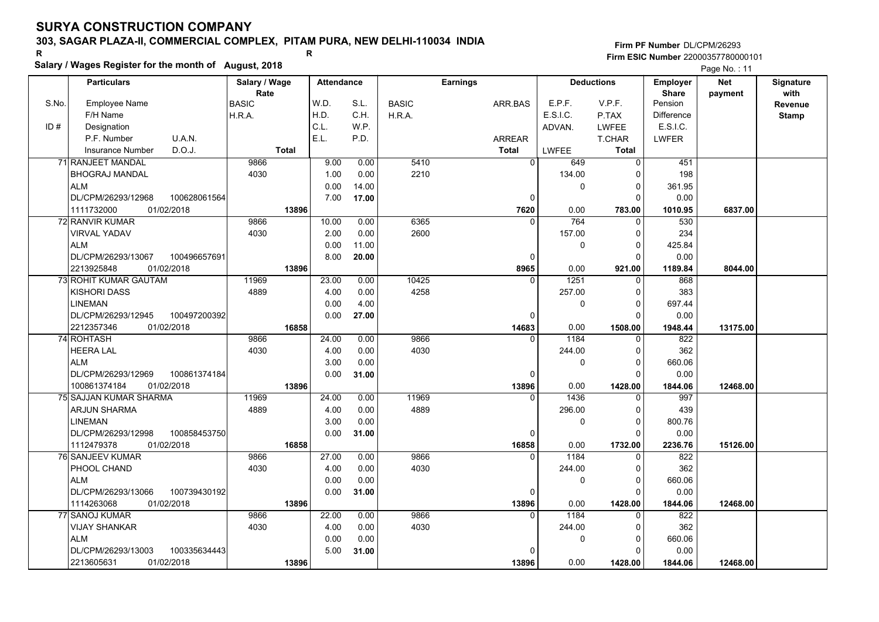# SURYA CONSTRUCTION COMPANY

**303, SAGAR PLAZA-II, COMMERCIAL COMPLEX, PITAM PURA, NEW DELHI-110034 INDIA**

R R

**Salary / Wages Register for the month of August, 2018**

Firm PF Number DL/CPM/26293
Firm ESIC Number 22000357780000101

| S.No. / ID # | Employee Name / F/H Name / Designation / P.F. Number / U.A.N. / Insurance Number / D.O.J. | Salary / Wage Rate: BASIC / H.R.A. / Total | Attendance: W.D. / H.D. / C.L. / E.L. | S.L. / C.H. / W.P. / P.D. | Earnings: BASIC / H.R.A. | ARR.BAS / ARREAR / Total | Deductions: E.P.F. / E.S.I.C. / ADVAN. / LWFEE | V.P.F. / P.TAX / LWFEE / T.CHAR / Total | Employer Share: Pension / Difference / E.S.I.C. / LWFER | Net payment | Signature with Revenue Stamp |
|---|---|---|---|---|---|---|---|---|---|---|---|
| 71 | RANJEET MANDAL / BHOGRAJ MANDAL / ALM / DL/CPM/26293/12968 100628061564 / 1111732000 01/02/2018 | 9866 / 4030 / 13896 | 9.00 / 1.00 / 0.00 / 7.00 | 0.00 / 0.00 / 14.00 / 17.00 | 5410 / 2210 | 0 / 0 / 7620 | 649 / 134.00 / 0 / 0.00 | 0 / 0 / 0 / 0 / 783.00 | 451 / 198 / 361.95 / 0.00 / 1010.95 | 6837.00 | |
| 72 | RANVIR KUMAR / VIRVAL YADAV / ALM / DL/CPM/26293/13067 100496657691 / 2213925848 01/02/2018 | 9866 / 4030 / 13896 | 10.00 / 2.00 / 0.00 / 8.00 | 0.00 / 0.00 / 11.00 / 20.00 | 6365 / 2600 | 0 / 0 / 8965 | 764 / 157.00 / 0 / 0.00 | 0 / 0 / 0 / 0 / 921.00 | 530 / 234 / 425.84 / 0.00 / 1189.84 | 8044.00 | |
| 73 | ROHIT KUMAR GAUTAM / KISHORI DASS / LINEMAN / DL/CPM/26293/12945 100497200392 / 2212357346 01/02/2018 | 11969 / 4889 / 16858 | 23.00 / 4.00 / 0.00 / 0.00 | 0.00 / 0.00 / 4.00 / 27.00 | 10425 / 4258 | 0 / 0 / 14683 | 1251 / 257.00 / 0 / 0.00 | 0 / 0 / 0 / 0 / 1508.00 | 868 / 383 / 697.44 / 0.00 / 1948.44 | 13175.00 | |
| 74 | ROHTASH / HEERA LAL / ALM / DL/CPM/26293/12969 100861374184 / 100861374184 01/02/2018 | 9866 / 4030 / 13896 | 24.00 / 4.00 / 3.00 / 0.00 | 0.00 / 0.00 / 0.00 / 31.00 | 9866 / 4030 | 0 / 0 / 13896 | 1184 / 244.00 / 0 / 0.00 | 0 / 0 / 0 / 0 / 1428.00 | 822 / 362 / 660.06 / 0.00 / 1844.06 | 12468.00 | |
| 75 | SAJJAN KUMAR SHARMA / ARJUN SHARMA / LINEMAN / DL/CPM/26293/12998 100858453750 / 1112479378 01/02/2018 | 11969 / 4889 / 16858 | 24.00 / 4.00 / 3.00 / 0.00 | 0.00 / 0.00 / 0.00 / 31.00 | 11969 / 4889 | 0 / 0 / 16858 | 1436 / 296.00 / 0 / 0.00 | 0 / 0 / 0 / 0 / 1732.00 | 997 / 439 / 800.76 / 0.00 / 2236.76 | 15126.00 | |
| 76 | SANJEEV KUMAR / PHOOL CHAND / ALM / DL/CPM/26293/13066 100739430192 / 1114263068 01/02/2018 | 9866 / 4030 / 13896 | 27.00 / 4.00 / 0.00 / 0.00 | 0.00 / 0.00 / 0.00 / 31.00 | 9866 / 4030 | 0 / 0 / 13896 | 1184 / 244.00 / 0 / 0.00 | 0 / 0 / 0 / 0 / 1428.00 | 822 / 362 / 660.06 / 0.00 / 1844.06 | 12468.00 | |
| 77 | SANOJ KUMAR / VIJAY SHANKAR / ALM / DL/CPM/26293/13003 100335634443 / 2213605631 01/02/2018 | 9866 / 4030 / 13896 | 22.00 / 4.00 / 0.00 / 5.00 | 0.00 / 0.00 / 0.00 / 31.00 | 9866 / 4030 | 0 / 0 / 13896 | 1184 / 244.00 / 0 / 0.00 | 0 / 0 / 0 / 0 / 1428.00 | 822 / 362 / 660.06 / 0.00 / 1844.06 | 12468.00 | |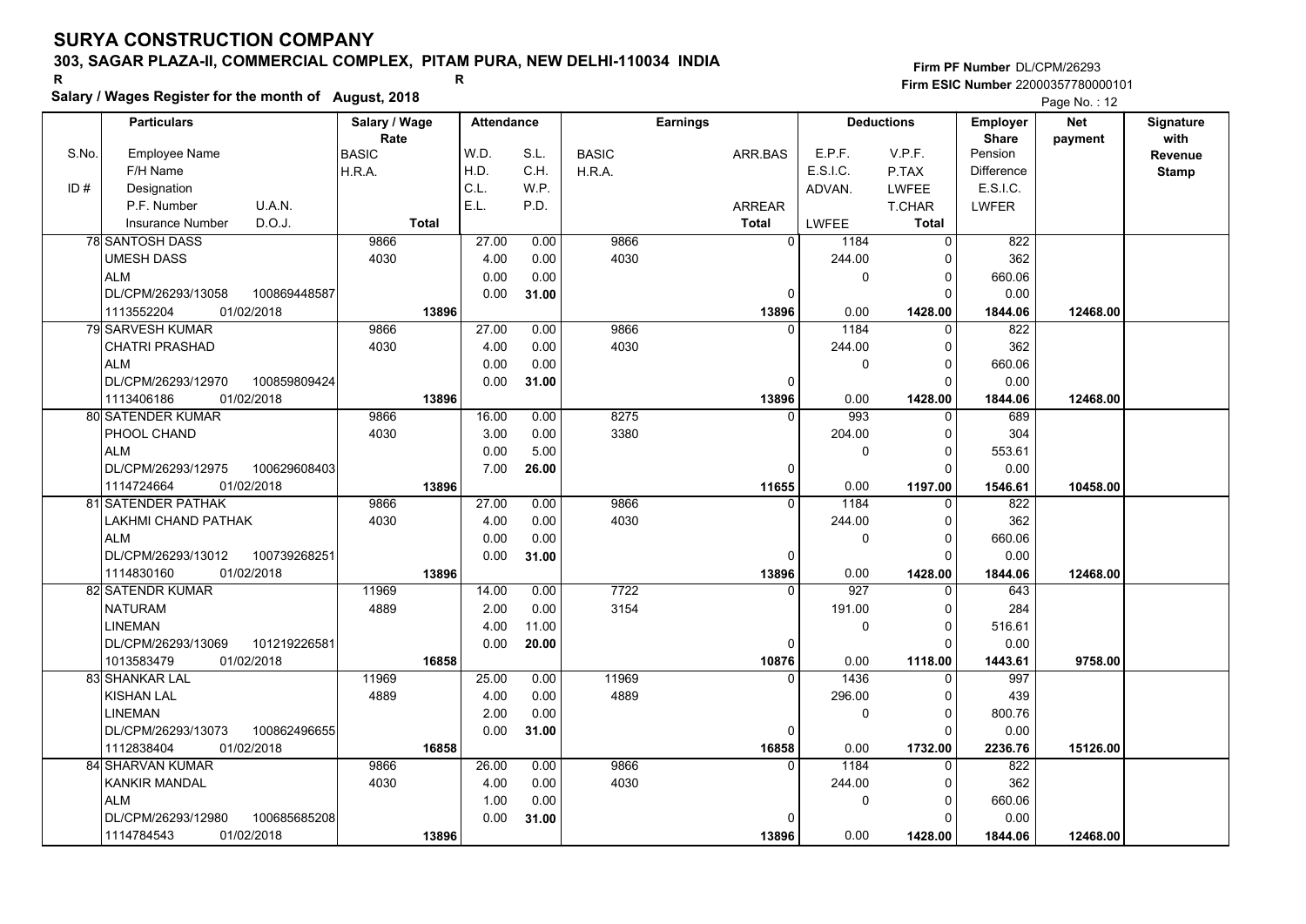# SURYA CONSTRUCTION COMPANY

**303, SAGAR PLAZA-II, COMMERCIAL COMPLEX, PITAM PURA, NEW DELHI-110034 INDIA**

R R

**Firm PF Number** DL/CPM/26293
**Firm ESIC Number** 22000357780000101

**Salary / Wages Register for the month of August, 2018**

| S.No. | Particulars | Salary / Wage Rate | Attendance | | Earnings | | Deductions | | Employer Share | Net payment | Signature with Revenue Stamp |
|---|---|---|---|---|---|---|---|---|---|---|---|
| | Employee Name / F/H Name / Designation / P.F. Number U.A.N. / Insurance Number D.O.J. | BASIC / H.R.A. / Total | W.D. / H.D. / C.L. / E.L. | S.L. / C.H. / W.P. / P.D. | BASIC / H.R.A. | ARR.BAS / ARREAR / Total | E.P.F. / E.S.I.C. / ADVAN. / LWFEE | V.P.F. / P.TAX / LWFEE / T.CHAR / Total | Pension / Difference / E.S.I.C. / LWFER | | |
| 78 | SANTOSH DASS<br>UMESH DASS<br>ALM<br>DL/CPM/26293/13058 100869448587<br>1113552204 01/02/2018 | 9866<br>4030<br><br><br>13896 | 27.00<br>4.00<br>0.00<br>0.00 | 0.00<br>0.00<br>0.00<br>31.00 | 9866<br>4030 | 0<br><br>0<br>13896 | 1184<br>244.00<br>0<br><br>0.00 | 0<br>0<br>0<br>0<br>1428.00 | 822<br>362<br>660.06<br>0.00<br>1844.06 | 12468.00 | |
| 79 | SARVESH KUMAR<br>CHATRI PRASHAD<br>ALM<br>DL/CPM/26293/12970 100859809424<br>1113406186 01/02/2018 | 9866<br>4030<br><br><br>13896 | 27.00<br>4.00<br>0.00<br>0.00 | 0.00<br>0.00<br>0.00<br>31.00 | 9866<br>4030 | 0<br><br>0<br>13896 | 1184<br>244.00<br>0<br><br>0.00 | 0<br>0<br>0<br>0<br>1428.00 | 822<br>362<br>660.06<br>0.00<br>1844.06 | 12468.00 | |
| 80 | SATENDER KUMAR<br>PHOOL CHAND<br>ALM<br>DL/CPM/26293/12975 100629608403<br>1114724664 01/02/2018 | 9866<br>4030<br><br><br>13896 | 16.00<br>3.00<br>0.00<br>7.00 | 0.00<br>0.00<br>5.00<br>26.00 | 8275<br>3380 | 0<br><br>0<br>11655 | 993<br>204.00<br>0<br><br>0.00 | 0<br>0<br>0<br>0<br>1197.00 | 689<br>304<br>553.61<br>0.00<br>1546.61 | 10458.00 | |
| 81 | SATENDER PATHAK<br>LAKHMI CHAND PATHAK<br>ALM<br>DL/CPM/26293/13012 100739268251<br>1114830160 01/02/2018 | 9866<br>4030<br><br><br>13896 | 27.00<br>4.00<br>0.00<br>0.00 | 0.00<br>0.00<br>0.00<br>31.00 | 9866<br>4030 | 0<br><br>0<br>13896 | 1184<br>244.00<br>0<br><br>0.00 | 0<br>0<br>0<br>0<br>1428.00 | 822<br>362<br>660.06<br>0.00<br>1844.06 | 12468.00 | |
| 82 | SATENDR KUMAR<br>NATURAM<br>LINEMAN<br>DL/CPM/26293/13069 101219226581<br>1013583479 01/02/2018 | 11969<br>4889<br><br><br>16858 | 14.00<br>2.00<br>4.00<br>0.00 | 0.00<br>0.00<br>11.00<br>20.00 | 7722<br>3154 | 0<br><br>0<br>10876 | 927<br>191.00<br>0<br><br>0.00 | 0<br>0<br>0<br>0<br>1118.00 | 643<br>284<br>516.61<br>0.00<br>1443.61 | 9758.00 | |
| 83 | SHANKAR LAL<br>KISHAN LAL<br>LINEMAN<br>DL/CPM/26293/13073 100862496655<br>1112838404 01/02/2018 | 11969<br>4889<br><br><br>16858 | 25.00<br>4.00<br>2.00<br>0.00 | 0.00<br>0.00<br>0.00<br>31.00 | 11969<br>4889 | 0<br><br>0<br>16858 | 1436<br>296.00<br>0<br><br>0.00 | 0<br>0<br>0<br>0<br>1732.00 | 997<br>439<br>800.76<br>0.00<br>2236.76 | 15126.00 | |
| 84 | SHARVAN KUMAR<br>KANKIR MANDAL<br>ALM<br>DL/CPM/26293/12980 100685685208<br>1114784543 01/02/2018 | 9866<br>4030<br><br><br>13896 | 26.00<br>4.00<br>1.00<br>0.00 | 0.00<br>0.00<br>0.00<br>31.00 | 9866<br>4030 | 0<br><br>0<br>13896 | 1184<br>244.00<br>0<br><br>0.00 | 0<br>0<br>0<br>0<br>1428.00 | 822<br>362<br>660.06<br>0.00<br>1844.06 | 12468.00 | |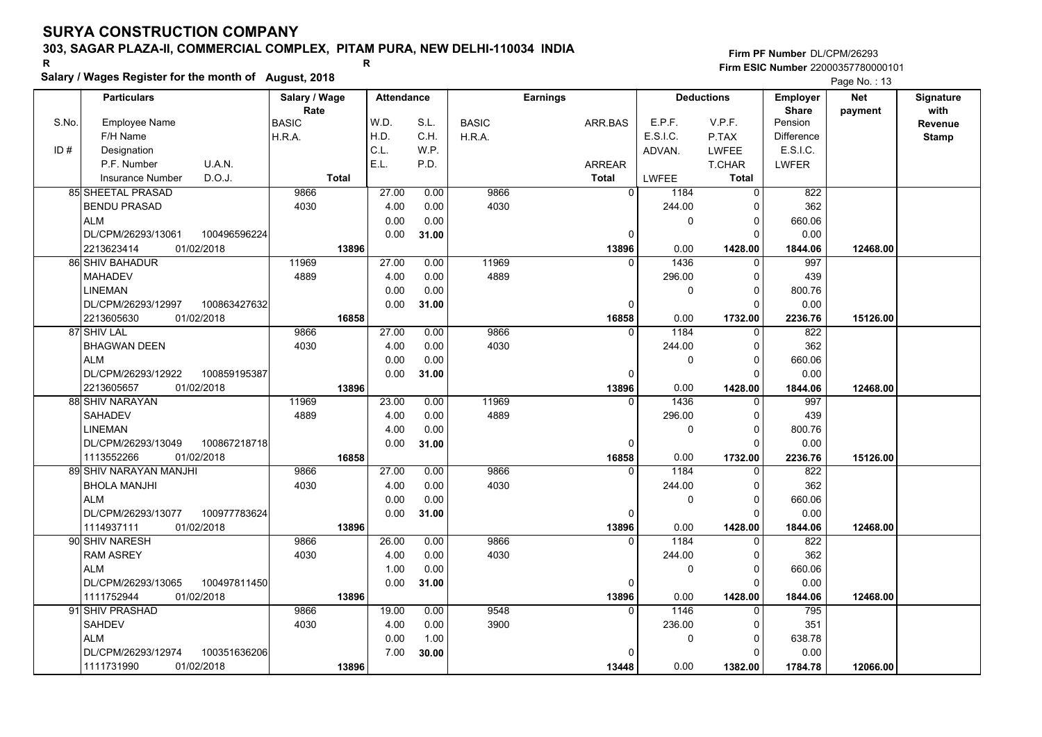# SURYA CONSTRUCTION COMPANY

**303, SAGAR PLAZA-II, COMMERCIAL COMPLEX, PITAM PURA, NEW DELHI-110034 INDIA**

R R

**Salary / Wages Register for the month of August, 2018**

**Firm PF Number** DL/CPM/26293
**Firm ESIC Number** 22000357780000101

| S.No. / ID # | Particulars: Employee Name / F/H Name / Designation / P.F. Number, U.A.N. / Insurance Number, D.O.J. | Salary / Wage Rate: BASIC / H.R.A. / Total | Attendance: W.D. / H.D. / C.L. / E.L. | Attendance: S.L. / C.H. / W.P. / P.D. | Earnings: BASIC / H.R.A. | Earnings: ARR.BAS / ARREAR / Total | Deductions: E.P.F. / E.S.I.C. / ADVAN. / LWFEE | Deductions: V.P.F. / P.TAX / LWFEE / T.CHAR / Total | Employer Share: Pension / Difference / E.S.I.C. / LWFER | Net payment | Signature with Revenue Stamp |
|---|---|---|---|---|---|---|---|---|---|---|---|
| 85 | SHEETAL PRASAD / BENDU PRASAD / ALM / DL/CPM/26293/13061 100496596224 / 2213623414 01/02/2018 | 9866 / 4030 / 13896 | 27.00 / 4.00 / 0.00 / 0.00 | 0.00 / 0.00 / 0.00 / 31.00 | 9866 / 4030 | 0 / 0 / 13896 | 1184 / 244.00 / 0 / 0.00 | 0 / 0 / 0 / 0 / 1428.00 | 822 / 362 / 660.06 / 0.00 / 1844.06 | 12468.00 | |
| 86 | SHIV BAHADUR / MAHADEV / LINEMAN / DL/CPM/26293/12997 100863427632 / 2213605630 01/02/2018 | 11969 / 4889 / 16858 | 27.00 / 4.00 / 0.00 / 0.00 | 0.00 / 0.00 / 0.00 / 31.00 | 11969 / 4889 | 0 / 0 / 16858 | 1436 / 296.00 / 0 / 0.00 | 0 / 0 / 0 / 0 / 1732.00 | 997 / 439 / 800.76 / 0.00 / 2236.76 | 15126.00 | |
| 87 | SHIV LAL / BHAGWAN DEEN / ALM / DL/CPM/26293/12922 100859195387 / 2213605657 01/02/2018 | 9866 / 4030 / 13896 | 27.00 / 4.00 / 0.00 / 0.00 | 0.00 / 0.00 / 0.00 / 31.00 | 9866 / 4030 | 0 / 0 / 13896 | 1184 / 244.00 / 0 / 0.00 | 0 / 0 / 0 / 0 / 1428.00 | 822 / 362 / 660.06 / 0.00 / 1844.06 | 12468.00 | |
| 88 | SHIV NARAYAN / SAHADEV / LINEMAN / DL/CPM/26293/13049 100867218718 / 1113552266 01/02/2018 | 11969 / 4889 / 16858 | 23.00 / 4.00 / 4.00 / 0.00 | 0.00 / 0.00 / 0.00 / 31.00 | 11969 / 4889 | 0 / 0 / 16858 | 1436 / 296.00 / 0 / 0.00 | 0 / 0 / 0 / 0 / 1732.00 | 997 / 439 / 800.76 / 0.00 / 2236.76 | 15126.00 | |
| 89 | SHIV NARAYAN MANJHI / BHOLA MANJHI / ALM / DL/CPM/26293/13077 100977783624 / 1114937111 01/02/2018 | 9866 / 4030 / 13896 | 27.00 / 4.00 / 0.00 / 0.00 | 0.00 / 0.00 / 0.00 / 31.00 | 9866 / 4030 | 0 / 0 / 13896 | 1184 / 244.00 / 0 / 0.00 | 0 / 0 / 0 / 0 / 1428.00 | 822 / 362 / 660.06 / 0.00 / 1844.06 | 12468.00 | |
| 90 | SHIV NARESH / RAM ASREY / ALM / DL/CPM/26293/13065 100497811450 / 1111752944 01/02/2018 | 9866 / 4030 / 13896 | 26.00 / 4.00 / 1.00 / 0.00 | 0.00 / 0.00 / 0.00 / 31.00 | 9866 / 4030 | 0 / 0 / 13896 | 1184 / 244.00 / 0 / 0.00 | 0 / 0 / 0 / 0 / 1428.00 | 822 / 362 / 660.06 / 0.00 / 1844.06 | 12468.00 | |
| 91 | SHIV PRASHAD / SAHDEV / ALM / DL/CPM/26293/12974 100351636206 / 1111731990 01/02/2018 | 9866 / 4030 / 13896 | 19.00 / 4.00 / 0.00 / 7.00 | 0.00 / 0.00 / 1.00 / 30.00 | 9548 / 3900 | 0 / 0 / 13448 | 1146 / 236.00 / 0 / 0.00 | 0 / 0 / 0 / 0 / 1382.00 | 795 / 351 / 638.78 / 0.00 / 1784.78 | 12066.00 | |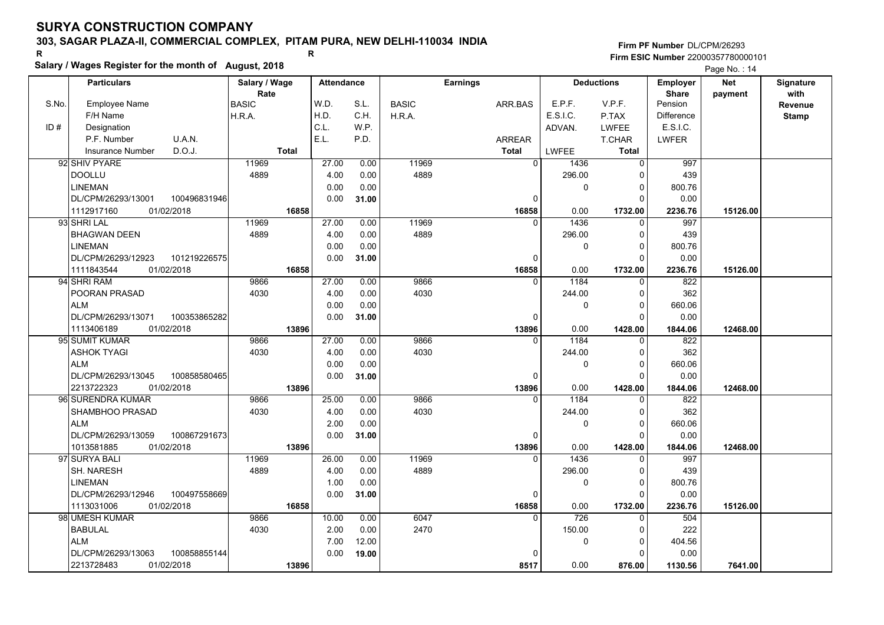# SURYA CONSTRUCTION COMPANY

**303, SAGAR PLAZA-II, COMMERCIAL COMPLEX, PITAM PURA, NEW DELHI-110034 INDIA**

R R

**Salary / Wages Register for the month of August, 2018**

Firm PF Number DL/CPM/26293
Firm ESIC Number 22000357780000101

| S.No. / ID # | Employee Name / F/H Name / Designation / P.F. Number / U.A.N. / Insurance Number / D.O.J. | Salary / Wage Rate: BASIC / H.R.A. / Total | W.D. / H.D. / C.L. / E.L. | S.L. / C.H. / W.P. / P.D. | BASIC / H.R.A. | ARR.BAS / ARREAR / Total | E.P.F. / E.S.I.C. / ADVAN. / LWFEE | V.P.F. / P.TAX / LWFEE / T.CHAR / Total | Employer Share: Pension / Difference / E.S.I.C. / LWFER | Net payment | Signature with Revenue Stamp |
|---|---|---|---|---|---|---|---|---|---|---|---|
| 92 | SHIV PYARE<br>DOOLLU<br>LINEMAN<br>DL/CPM/26293/13001 100496831946<br>1112917160 01/02/2018 | 11969<br>4889<br><br><br>16858 | 27.00<br>4.00<br>0.00<br>0.00 | 0.00<br>0.00<br>0.00<br>31.00 | 11969<br>4889 | 0<br><br><br>0<br>16858 | 1436<br>296.00<br>0<br><br>0.00 | 0<br>0<br>0<br>0<br>1732.00 | 997<br>439<br>800.76<br>0.00<br>2236.76 | 15126.00 | |
| 93 | SHRI LAL<br>BHAGWAN DEEN<br>LINEMAN<br>DL/CPM/26293/12923 101219226575<br>1111843544 01/02/2018 | 11969<br>4889<br><br><br>16858 | 27.00<br>4.00<br>0.00<br>0.00 | 0.00<br>0.00<br>0.00<br>31.00 | 11969<br>4889 | 0<br><br><br>0<br>16858 | 1436<br>296.00<br>0<br><br>0.00 | 0<br>0<br>0<br>0<br>1732.00 | 997<br>439<br>800.76<br>0.00<br>2236.76 | 15126.00 | |
| 94 | SHRI RAM<br>POORAN PRASAD<br>ALM<br>DL/CPM/26293/13071 100353865282<br>1113406189 01/02/2018 | 9866<br>4030<br><br><br>13896 | 27.00<br>4.00<br>0.00<br>0.00 | 0.00<br>0.00<br>0.00<br>31.00 | 9866<br>4030 | 0<br><br><br>0<br>13896 | 1184<br>244.00<br>0<br><br>0.00 | 0<br>0<br>0<br>0<br>1428.00 | 822<br>362<br>660.06<br>0.00<br>1844.06 | 12468.00 | |
| 95 | SUMIT KUMAR<br>ASHOK TYAGI<br>ALM<br>DL/CPM/26293/13045 100858580465<br>2213722323 01/02/2018 | 9866<br>4030<br><br><br>13896 | 27.00<br>4.00<br>0.00<br>0.00 | 0.00<br>0.00<br>0.00<br>31.00 | 9866<br>4030 | 0<br><br><br>0<br>13896 | 1184<br>244.00<br>0<br><br>0.00 | 0<br>0<br>0<br>0<br>1428.00 | 822<br>362<br>660.06<br>0.00<br>1844.06 | 12468.00 | |
| 96 | SURENDRA KUMAR<br>SHAMBHOO PRASAD<br>ALM<br>DL/CPM/26293/13059 100867291673<br>1013581885 01/02/2018 | 9866<br>4030<br><br><br>13896 | 25.00<br>4.00<br>2.00<br>0.00 | 0.00<br>0.00<br>0.00<br>31.00 | 9866<br>4030 | 0<br><br><br>0<br>13896 | 1184<br>244.00<br>0<br><br>0.00 | 0<br>0<br>0<br>0<br>1428.00 | 822<br>362<br>660.06<br>0.00<br>1844.06 | 12468.00 | |
| 97 | SURYA BALI<br>SH. NARESH<br>LINEMAN<br>DL/CPM/26293/12946 100497558669<br>1113031006 01/02/2018 | 11969<br>4889<br><br><br>16858 | 26.00<br>4.00<br>1.00<br>0.00 | 0.00<br>0.00<br>0.00<br>31.00 | 11969<br>4889 | 0<br><br><br>0<br>16858 | 1436<br>296.00<br>0<br><br>0.00 | 0<br>0<br>0<br>0<br>1732.00 | 997<br>439<br>800.76<br>0.00<br>2236.76 | 15126.00 | |
| 98 | UMESH KUMAR<br>BABULAL<br>ALM<br>DL/CPM/26293/13063 100858855144<br>2213728483 01/02/2018 | 9866<br>4030<br><br><br>13896 | 10.00<br>2.00<br>7.00<br>0.00 | 0.00<br>0.00<br>12.00<br>19.00 | 6047<br>2470 | 0<br><br><br>0<br>8517 | 726<br>150.00<br>0<br><br>0.00 | 0<br>0<br>0<br>0<br>876.00 | 504<br>222<br>404.56<br>0.00<br>1130.56 | 7641.00 | |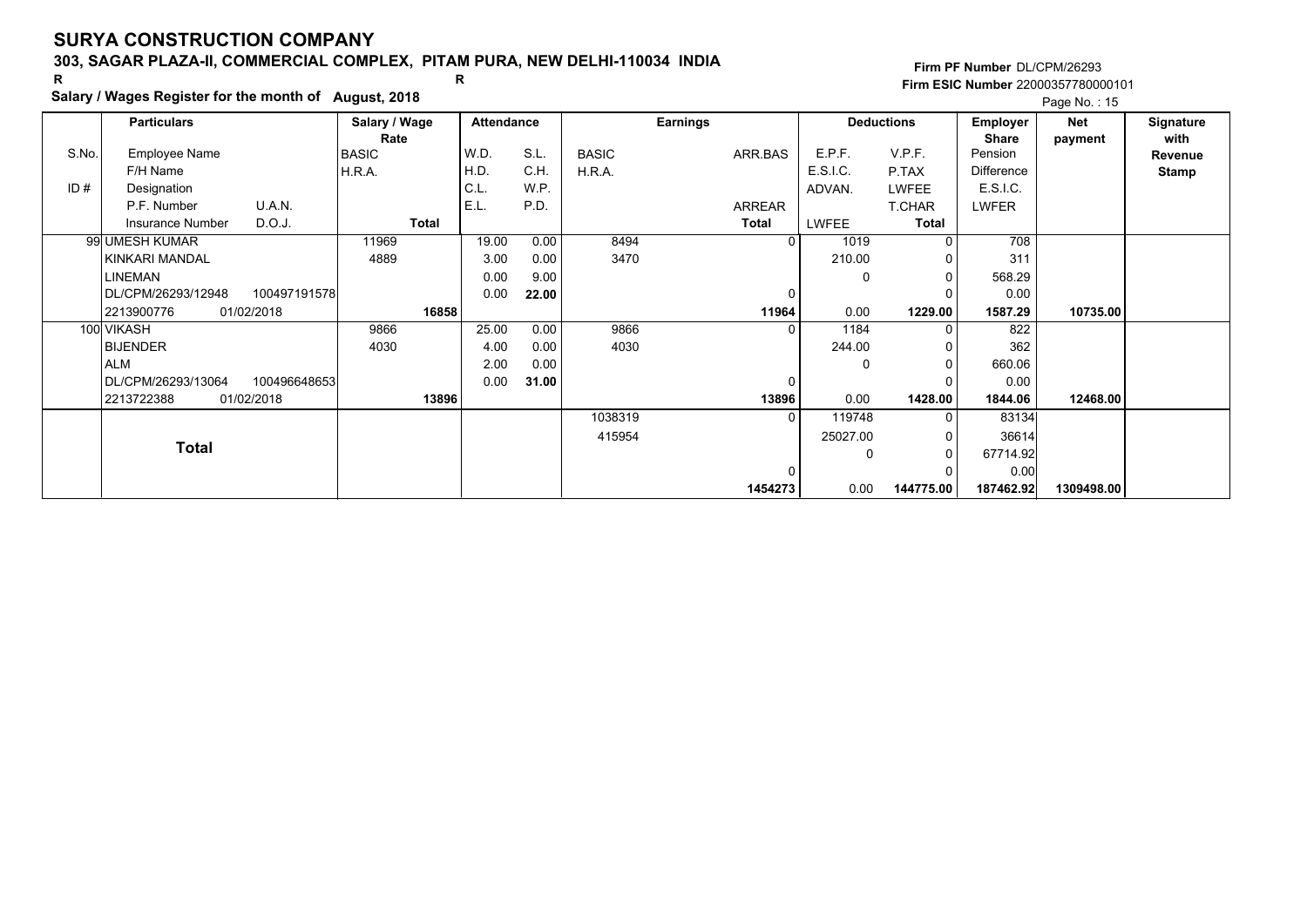# SURYA CONSTRUCTION COMPANY

**303, SAGAR PLAZA-II, COMMERCIAL COMPLEX, PITAM PURA, NEW DELHI-110034 INDIA**

R R

**Salary / Wages Register for the month of August, 2018**

**Firm PF Number** DL/CPM/26293
**Firm ESIC Number** 22000357780000101

Page No. : 15

| S.No. / ID # | Particulars | | Salary / Wage Rate | Attendance | | Earnings | | Deductions | | Employer Share | Net payment | Signature with Revenue Stamp |
|---|---|---|---|---|---|---|---|---|---|---|---|---|
| S.No. | Employee Name | | BASIC | W.D. | S.L. | BASIC | ARR.BAS | E.P.F. | V.P.F. | Pension | | |
| | F/H Name | | H.R.A. | H.D. | C.H. | H.R.A. | | E.S.I.C. | P.TAX | Difference | | |
| ID # | Designation | | | C.L. | W.P. | | | ADVAN. | LWFEE | E.S.I.C. | | |
| | P.F. Number | U.A.N. | | E.L. | P.D. | | ARREAR | | T.CHAR | LWFER | | |
| | Insurance Number | D.O.J. | Total | | | | Total | LWFEE | Total | | | |
| 99 | UMESH KUMAR | | 11969 | 19.00 | 0.00 | 8494 | 0 | 1019 | 0 | 708 | | |
| | KINKARI MANDAL | | 4889 | 3.00 | 0.00 | 3470 | | 210.00 | 0 | 311 | | |
| | LINEMAN | | | 0.00 | 9.00 | | | 0 | 0 | 568.29 | | |
| | DL/CPM/26293/12948 | 100497191578 | | 0.00 | **22.00** | | 0 | | 0 | 0.00 | | |
| | 2213900776 | 01/02/2018 | **16858** | | | | **11964** | 0.00 | **1229.00** | **1587.29** | **10735.00** | |
| 100 | VIKASH | | 9866 | 25.00 | 0.00 | 9866 | 0 | 1184 | 0 | 822 | | |
| | BIJENDER | | 4030 | 4.00 | 0.00 | 4030 | | 244.00 | 0 | 362 | | |
| | ALM | | | 2.00 | 0.00 | | | 0 | 0 | 660.06 | | |
| | DL/CPM/26293/13064 | 100496648653 | | 0.00 | **31.00** | | 0 | | 0 | 0.00 | | |
| | 2213722388 | 01/02/2018 | **13896** | | | | **13896** | 0.00 | **1428.00** | **1844.06** | **12468.00** | |
| | | | | | | 1038319 | 0 | 119748 | 0 | 83134 | | |
| | **Total** | | | | | 415954 | | 25027.00 | 0 | 36614 | | |
| | | | | | | | | 0 | 0 | 67714.92 | | |
| | | | | | | | 0 | | 0 | 0.00 | | |
| | | | | | | | **1454273** | 0.00 | **144775.00** | **187462.92** | **1309498.00** | |